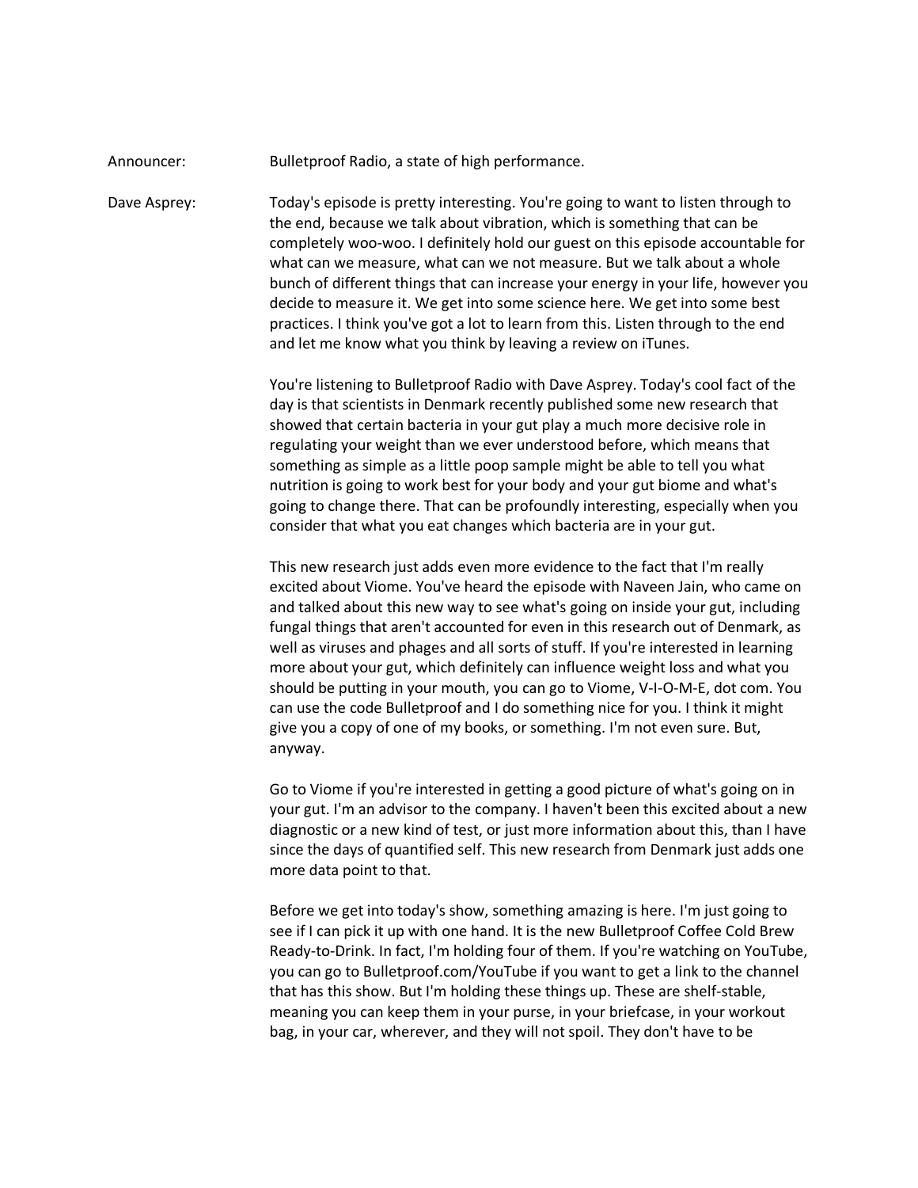Announcer: Bulletproof Radio, a state of high performance.

Dave Asprey: Today's episode is pretty interesting. You're going to want to listen through to the end, because we talk about vibration, which is something that can be completely woo-woo. I definitely hold our guest on this episode accountable for what can we measure, what can we not measure. But we talk about a whole bunch of different things that can increase your energy in your life, however you decide to measure it. We get into some science here. We get into some best practices. I think you've got a lot to learn from this. Listen through to the end and let me know what you think by leaving a review on iTunes.

You're listening to Bulletproof Radio with Dave Asprey. Today's cool fact of the day is that scientists in Denmark recently published some new research that showed that certain bacteria in your gut play a much more decisive role in regulating your weight than we ever understood before, which means that something as simple as a little poop sample might be able to tell you what nutrition is going to work best for your body and your gut biome and what's going to change there. That can be profoundly interesting, especially when you consider that what you eat changes which bacteria are in your gut.

This new research just adds even more evidence to the fact that I'm really excited about Viome. You've heard the episode with Naveen Jain, who came on and talked about this new way to see what's going on inside your gut, including fungal things that aren't accounted for even in this research out of Denmark, as well as viruses and phages and all sorts of stuff. If you're interested in learning more about your gut, which definitely can influence weight loss and what you should be putting in your mouth, you can go to Viome, V-I-O-M-E, dot com. You can use the code Bulletproof and I do something nice for you. I think it might give you a copy of one of my books, or something. I'm not even sure. But, anyway.

Go to Viome if you're interested in getting a good picture of what's going on in your gut. I'm an advisor to the company. I haven't been this excited about a new diagnostic or a new kind of test, or just more information about this, than I have since the days of quantified self. This new research from Denmark just adds one more data point to that.

Before we get into today's show, something amazing is here. I'm just going to see if I can pick it up with one hand. It is the new Bulletproof Coffee Cold Brew Ready-to-Drink. In fact, I'm holding four of them. If you're watching on YouTube, you can go to Bulletproof.com/YouTube if you want to get a link to the channel that has this show. But I'm holding these things up. These are shelf-stable, meaning you can keep them in your purse, in your briefcase, in your workout bag, in your car, wherever, and they will not spoil. They don't have to be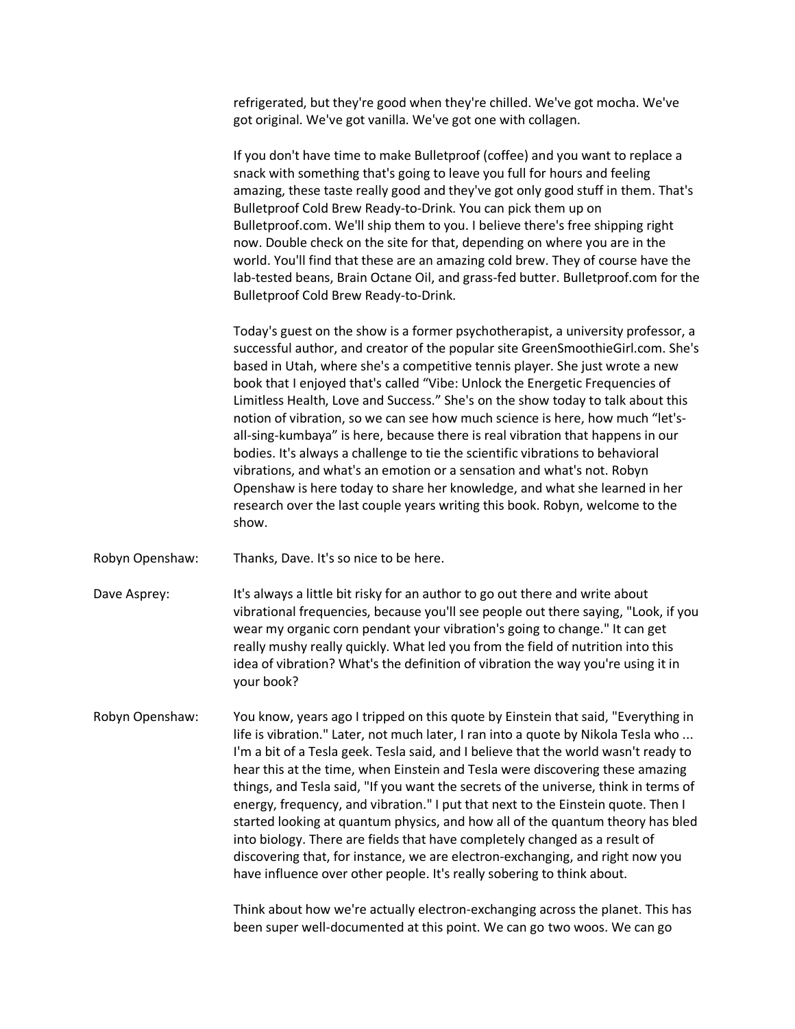refrigerated, but they're good when they're chilled. We've got mocha. We've got original. We've got vanilla. We've got one with collagen.

If you don't have time to make Bulletproof (coffee) and you want to replace a snack with something that's going to leave you full for hours and feeling amazing, these taste really good and they've got only good stuff in them. That's Bulletproof Cold Brew Ready-to-Drink. You can pick them up on Bulletproof.com. We'll ship them to you. I believe there's free shipping right now. Double check on the site for that, depending on where you are in the world. You'll find that these are an amazing cold brew. They of course have the lab-tested beans, Brain Octane Oil, and grass-fed butter. Bulletproof.com for the Bulletproof Cold Brew Ready-to-Drink.

Today's guest on the show is a former psychotherapist, a university professor, a successful author, and creator of the popular site GreenSmoothieGirl.com. She's based in Utah, where she's a competitive tennis player. She just wrote a new book that I enjoyed that's called "Vibe: Unlock the Energetic Frequencies of Limitless Health, Love and Success." She's on the show today to talk about this notion of vibration, so we can see how much science is here, how much "let's-all-sing-kumbaya" is here, because there is real vibration that happens in our bodies. It's always a challenge to tie the scientific vibrations to behavioral vibrations, and what's an emotion or a sensation and what's not. Robyn Openshaw is here today to share her knowledge, and what she learned in her research over the last couple years writing this book. Robyn, welcome to the show.

**Robyn Openshaw:** Thanks, Dave. It's so nice to be here.

**Dave Asprey:** It's always a little bit risky for an author to go out there and write about vibrational frequencies, because you'll see people out there saying, "Look, if you wear my organic corn pendant your vibration's going to change." It can get really mushy really quickly. What led you from the field of nutrition into this idea of vibration? What's the definition of vibration the way you're using it in your book?

**Robyn Openshaw:** You know, years ago I tripped on this quote by Einstein that said, "Everything in life is vibration." Later, not much later, I ran into a quote by Nikola Tesla who ... I'm a bit of a Tesla geek. Tesla said, and I believe that the world wasn't ready to hear this at the time, when Einstein and Tesla were discovering these amazing things, and Tesla said, "If you want the secrets of the universe, think in terms of energy, frequency, and vibration." I put that next to the Einstein quote. Then I started looking at quantum physics, and how all of the quantum theory has bled into biology. There are fields that have completely changed as a result of discovering that, for instance, we are electron-exchanging, and right now you have influence over other people. It's really sobering to think about.

Think about how we're actually electron-exchanging across the planet. This has been super well-documented at this point. We can go two woos. We can go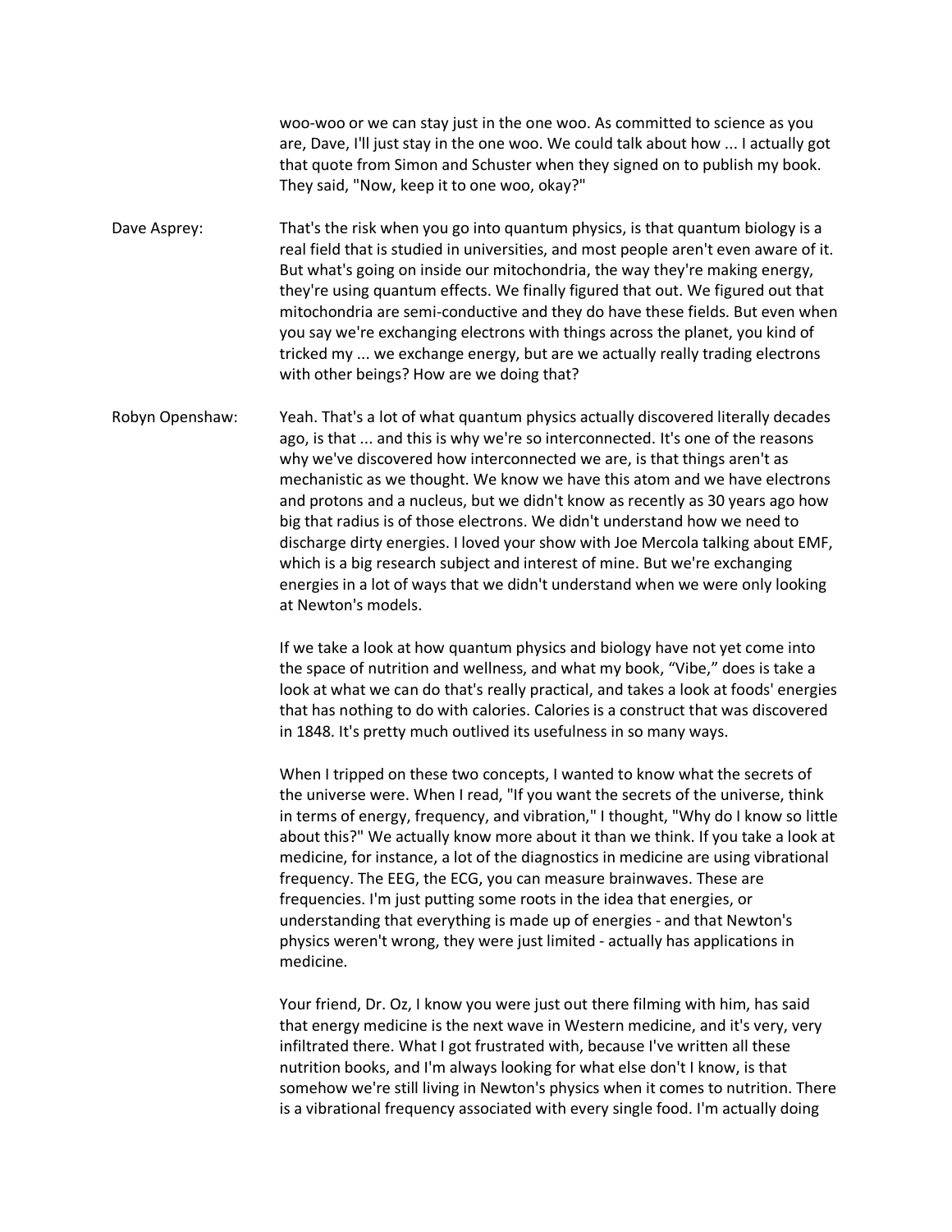woo-woo or we can stay just in the one woo. As committed to science as you are, Dave, I'll just stay in the one woo. We could talk about how ... I actually got that quote from Simon and Schuster when they signed on to publish my book. They said, "Now, keep it to one woo, okay?"

Dave Asprey: That's the risk when you go into quantum physics, is that quantum biology is a real field that is studied in universities, and most people aren't even aware of it. But what's going on inside our mitochondria, the way they're making energy, they're using quantum effects. We finally figured that out. We figured out that mitochondria are semi-conductive and they do have these fields. But even when you say we're exchanging electrons with things across the planet, you kind of tricked my ... we exchange energy, but are we actually really trading electrons with other beings? How are we doing that?

Robyn Openshaw: Yeah. That's a lot of what quantum physics actually discovered literally decades ago, is that ... and this is why we're so interconnected. It's one of the reasons why we've discovered how interconnected we are, is that things aren't as mechanistic as we thought. We know we have this atom and we have electrons and protons and a nucleus, but we didn't know as recently as 30 years ago how big that radius is of those electrons. We didn't understand how we need to discharge dirty energies. I loved your show with Joe Mercola talking about EMF, which is a big research subject and interest of mine. But we're exchanging energies in a lot of ways that we didn't understand when we were only looking at Newton's models.

If we take a look at how quantum physics and biology have not yet come into the space of nutrition and wellness, and what my book, "Vibe," does is take a look at what we can do that's really practical, and takes a look at foods' energies that has nothing to do with calories. Calories is a construct that was discovered in 1848. It's pretty much outlived its usefulness in so many ways.

When I tripped on these two concepts, I wanted to know what the secrets of the universe were. When I read, "If you want the secrets of the universe, think in terms of energy, frequency, and vibration," I thought, "Why do I know so little about this?" We actually know more about it than we think. If you take a look at medicine, for instance, a lot of the diagnostics in medicine are using vibrational frequency. The EEG, the ECG, you can measure brainwaves. These are frequencies. I'm just putting some roots in the idea that energies, or understanding that everything is made up of energies - and that Newton's physics weren't wrong, they were just limited - actually has applications in medicine.

Your friend, Dr. Oz, I know you were just out there filming with him, has said that energy medicine is the next wave in Western medicine, and it's very, very infiltrated there. What I got frustrated with, because I've written all these nutrition books, and I'm always looking for what else don't I know, is that somehow we're still living in Newton's physics when it comes to nutrition. There is a vibrational frequency associated with every single food. I'm actually doing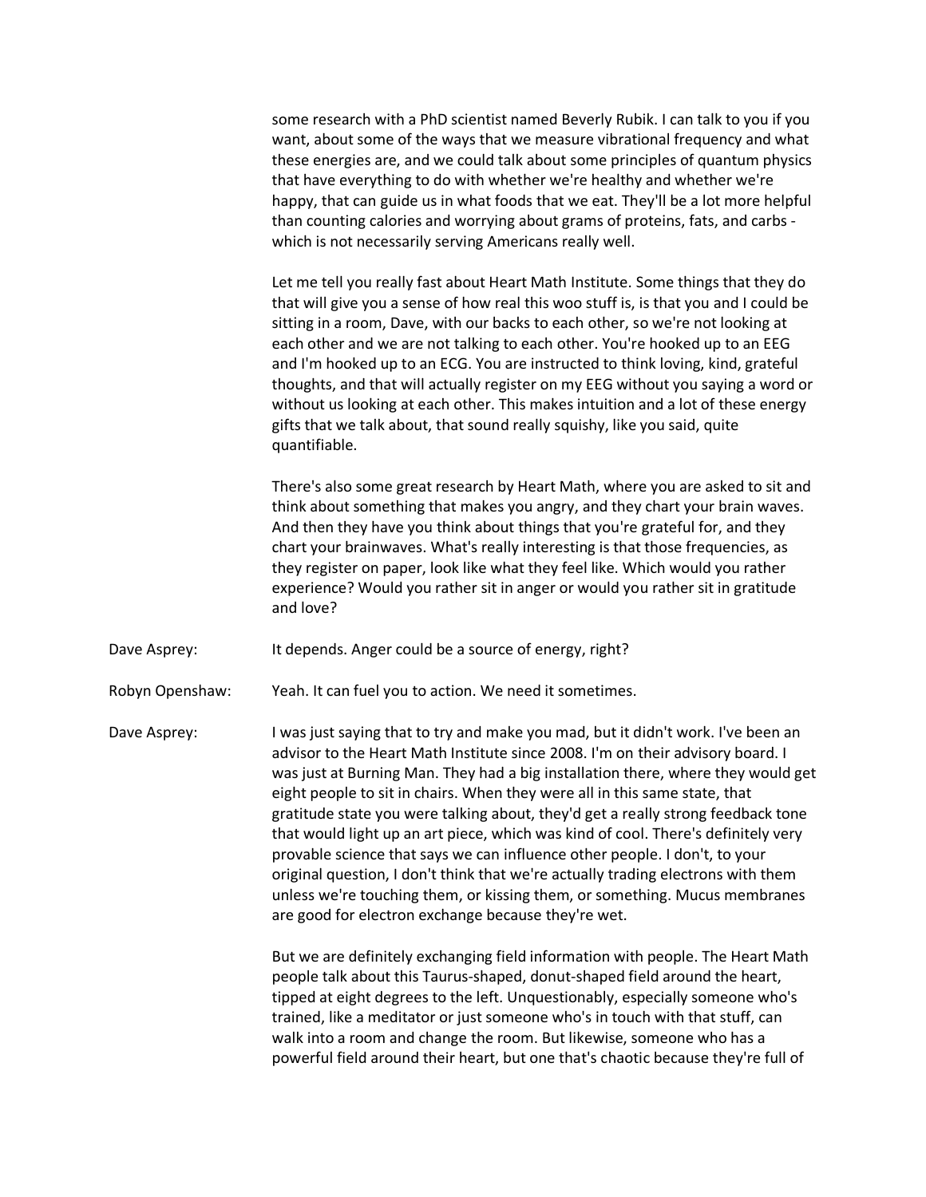some research with a PhD scientist named Beverly Rubik. I can talk to you if you want, about some of the ways that we measure vibrational frequency and what these energies are, and we could talk about some principles of quantum physics that have everything to do with whether we're healthy and whether we're happy, that can guide us in what foods that we eat. They'll be a lot more helpful than counting calories and worrying about grams of proteins, fats, and carbs - which is not necessarily serving Americans really well.

Let me tell you really fast about Heart Math Institute. Some things that they do that will give you a sense of how real this woo stuff is, is that you and I could be sitting in a room, Dave, with our backs to each other, so we're not looking at each other and we are not talking to each other. You're hooked up to an EEG and I'm hooked up to an ECG. You are instructed to think loving, kind, grateful thoughts, and that will actually register on my EEG without you saying a word or without us looking at each other. This makes intuition and a lot of these energy gifts that we talk about, that sound really squishy, like you said, quite quantifiable.

There's also some great research by Heart Math, where you are asked to sit and think about something that makes you angry, and they chart your brain waves. And then they have you think about things that you're grateful for, and they chart your brainwaves. What's really interesting is that those frequencies, as they register on paper, look like what they feel like. Which would you rather experience? Would you rather sit in anger or would you rather sit in gratitude and love?

Dave Asprey: It depends. Anger could be a source of energy, right?

Robyn Openshaw: Yeah. It can fuel you to action. We need it sometimes.

Dave Asprey: I was just saying that to try and make you mad, but it didn't work. I've been an advisor to the Heart Math Institute since 2008. I'm on their advisory board. I was just at Burning Man. They had a big installation there, where they would get eight people to sit in chairs. When they were all in this same state, that gratitude state you were talking about, they'd get a really strong feedback tone that would light up an art piece, which was kind of cool. There's definitely very provable science that says we can influence other people. I don't, to your original question, I don't think that we're actually trading electrons with them unless we're touching them, or kissing them, or something. Mucus membranes are good for electron exchange because they're wet.

But we are definitely exchanging field information with people. The Heart Math people talk about this Taurus-shaped, donut-shaped field around the heart, tipped at eight degrees to the left. Unquestionably, especially someone who's trained, like a meditator or just someone who's in touch with that stuff, can walk into a room and change the room. But likewise, someone who has a powerful field around their heart, but one that's chaotic because they're full of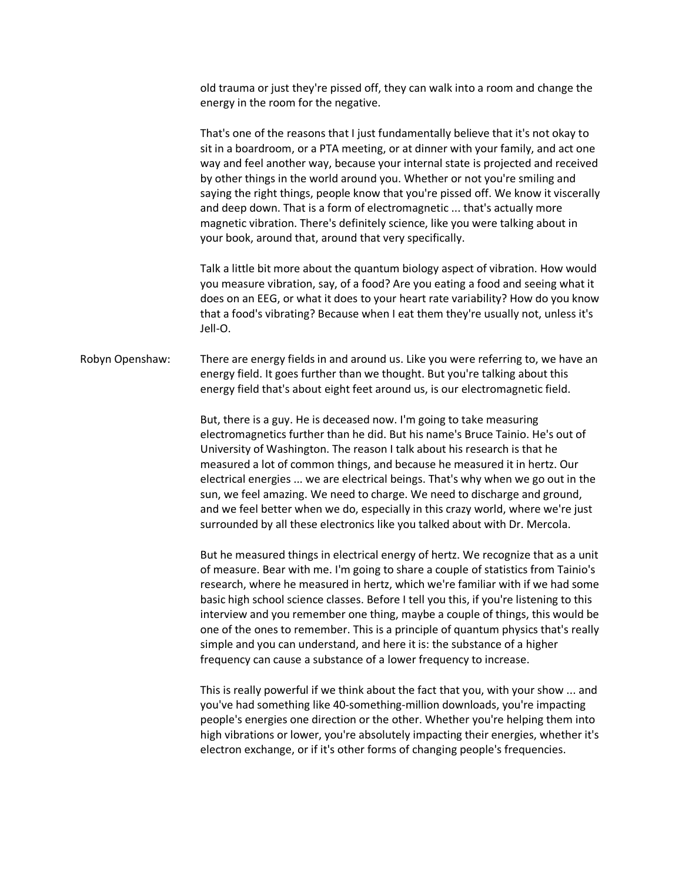old trauma or just they're pissed off, they can walk into a room and change the energy in the room for the negative.

That's one of the reasons that I just fundamentally believe that it's not okay to sit in a boardroom, or a PTA meeting, or at dinner with your family, and act one way and feel another way, because your internal state is projected and received by other things in the world around you. Whether or not you're smiling and saying the right things, people know that you're pissed off. We know it viscerally and deep down. That is a form of electromagnetic ... that's actually more magnetic vibration. There's definitely science, like you were talking about in your book, around that, around that very specifically.

Talk a little bit more about the quantum biology aspect of vibration. How would you measure vibration, say, of a food? Are you eating a food and seeing what it does on an EEG, or what it does to your heart rate variability? How do you know that a food's vibrating? Because when I eat them they're usually not, unless it's Jell-O.

Robyn Openshaw: There are energy fields in and around us. Like you were referring to, we have an energy field. It goes further than we thought. But you're talking about this energy field that's about eight feet around us, is our electromagnetic field.

But, there is a guy. He is deceased now. I'm going to take measuring electromagnetics further than he did. But his name's Bruce Tainio. He's out of University of Washington. The reason I talk about his research is that he measured a lot of common things, and because he measured it in hertz. Our electrical energies ... we are electrical beings. That's why when we go out in the sun, we feel amazing. We need to charge. We need to discharge and ground, and we feel better when we do, especially in this crazy world, where we're just surrounded by all these electronics like you talked about with Dr. Mercola.

But he measured things in electrical energy of hertz. We recognize that as a unit of measure. Bear with me. I'm going to share a couple of statistics from Tainio's research, where he measured in hertz, which we're familiar with if we had some basic high school science classes. Before I tell you this, if you're listening to this interview and you remember one thing, maybe a couple of things, this would be one of the ones to remember. This is a principle of quantum physics that's really simple and you can understand, and here it is: the substance of a higher frequency can cause a substance of a lower frequency to increase.

This is really powerful if we think about the fact that you, with your show ... and you've had something like 40-something-million downloads, you're impacting people's energies one direction or the other. Whether you're helping them into high vibrations or lower, you're absolutely impacting their energies, whether it's electron exchange, or if it's other forms of changing people's frequencies.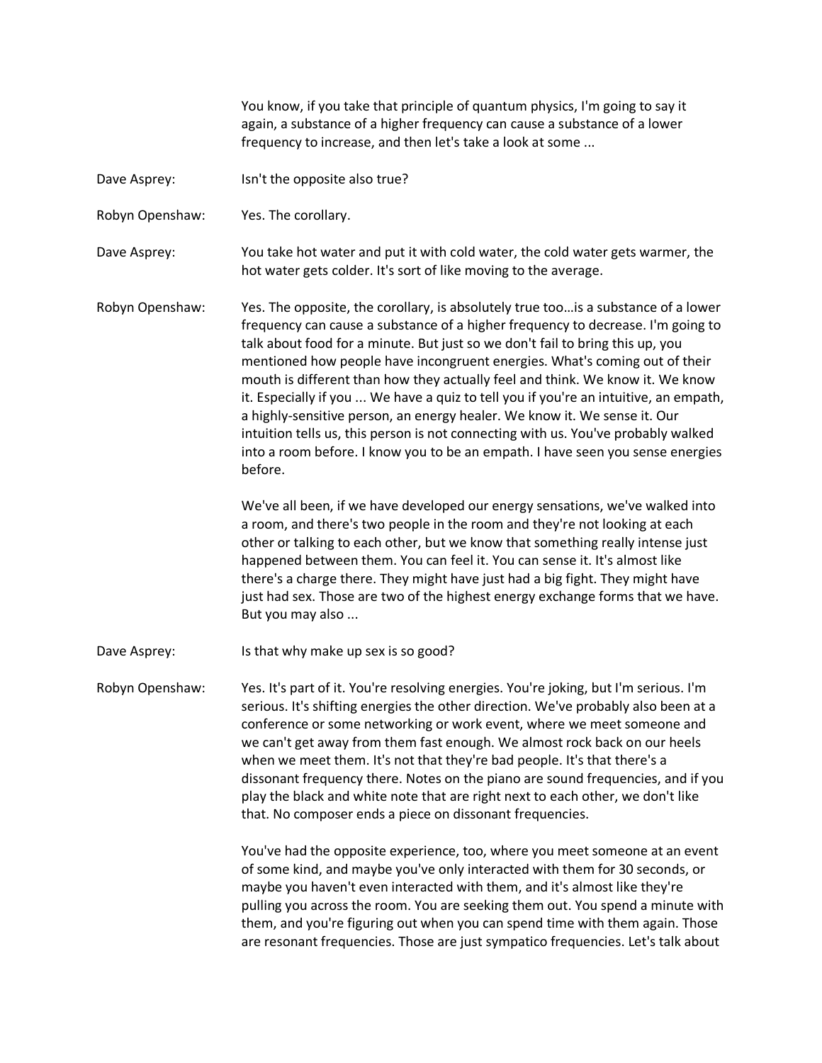You know, if you take that principle of quantum physics, I'm going to say it again, a substance of a higher frequency can cause a substance of a lower frequency to increase, and then let's take a look at some ...

**Dave Asprey:** Isn't the opposite also true?

**Robyn Openshaw:** Yes. The corollary.

**Dave Asprey:** You take hot water and put it with cold water, the cold water gets warmer, the hot water gets colder. It's sort of like moving to the average.

**Robyn Openshaw:** Yes. The opposite, the corollary, is absolutely true too…is a substance of a lower frequency can cause a substance of a higher frequency to decrease. I'm going to talk about food for a minute. But just so we don't fail to bring this up, you mentioned how people have incongruent energies. What's coming out of their mouth is different than how they actually feel and think. We know it. We know it. Especially if you ... We have a quiz to tell you if you're an intuitive, an empath, a highly-sensitive person, an energy healer. We know it. We sense it. Our intuition tells us, this person is not connecting with us. You've probably walked into a room before. I know you to be an empath. I have seen you sense energies before.

We've all been, if we have developed our energy sensations, we've walked into a room, and there's two people in the room and they're not looking at each other or talking to each other, but we know that something really intense just happened between them. You can feel it. You can sense it. It's almost like there's a charge there. They might have just had a big fight. They might have just had sex. Those are two of the highest energy exchange forms that we have. But you may also ...

**Dave Asprey:** Is that why make up sex is so good?

**Robyn Openshaw:** Yes. It's part of it. You're resolving energies. You're joking, but I'm serious. I'm serious. It's shifting energies the other direction. We've probably also been at a conference or some networking or work event, where we meet someone and we can't get away from them fast enough. We almost rock back on our heels when we meet them. It's not that they're bad people. It's that there's a dissonant frequency there. Notes on the piano are sound frequencies, and if you play the black and white note that are right next to each other, we don't like that. No composer ends a piece on dissonant frequencies.

You've had the opposite experience, too, where you meet someone at an event of some kind, and maybe you've only interacted with them for 30 seconds, or maybe you haven't even interacted with them, and it's almost like they're pulling you across the room. You are seeking them out. You spend a minute with them, and you're figuring out when you can spend time with them again. Those are resonant frequencies. Those are just sympatico frequencies. Let's talk about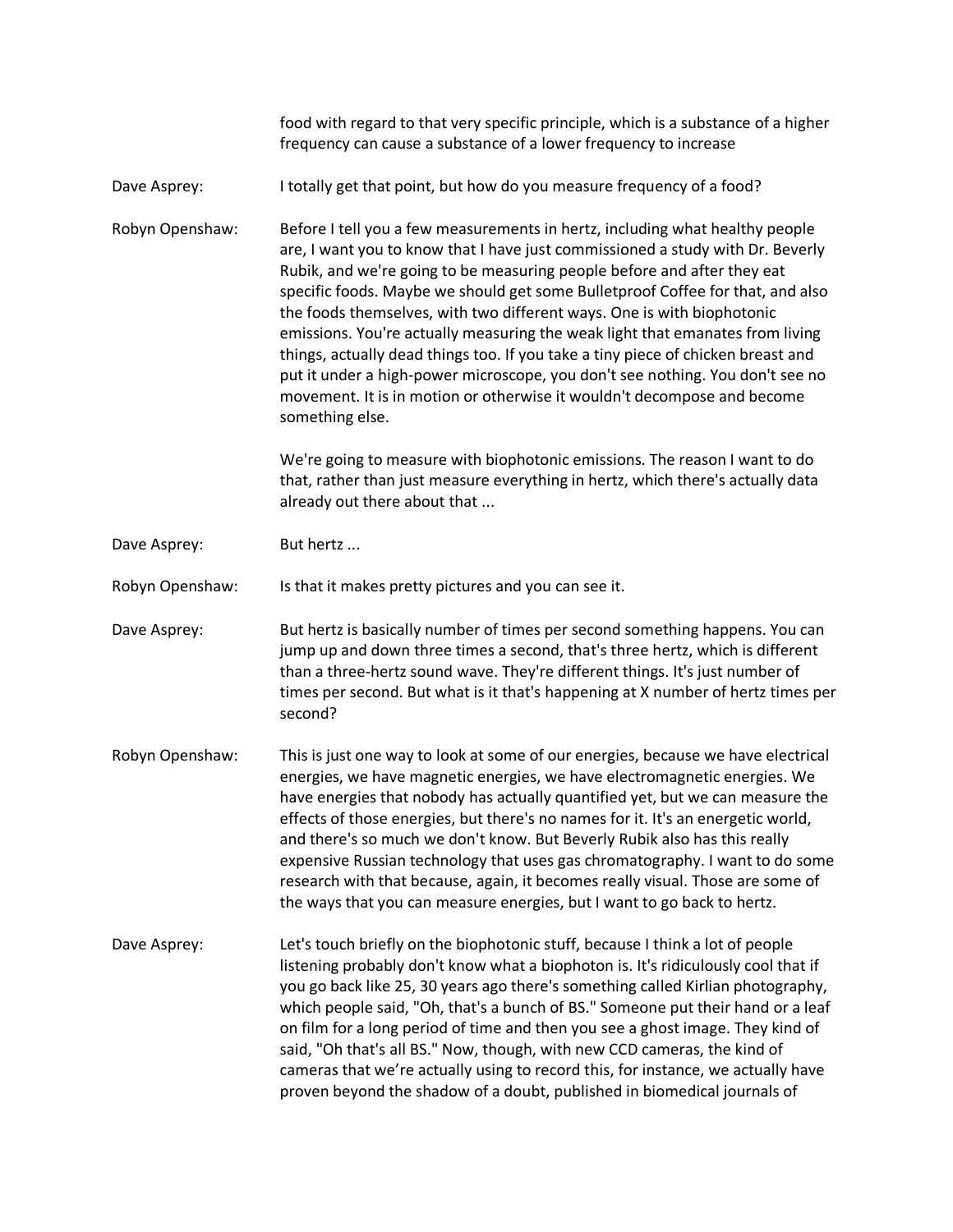food with regard to that very specific principle, which is a substance of a higher frequency can cause a substance of a lower frequency to increase

Dave Asprey: I totally get that point, but how do you measure frequency of a food?

Robyn Openshaw: Before I tell you a few measurements in hertz, including what healthy people are, I want you to know that I have just commissioned a study with Dr. Beverly Rubik, and we're going to be measuring people before and after they eat specific foods. Maybe we should get some Bulletproof Coffee for that, and also the foods themselves, with two different ways. One is with biophotonic emissions. You're actually measuring the weak light that emanates from living things, actually dead things too. If you take a tiny piece of chicken breast and put it under a high-power microscope, you don't see nothing. You don't see no movement. It is in motion or otherwise it wouldn't decompose and become something else.

We're going to measure with biophotonic emissions. The reason I want to do that, rather than just measure everything in hertz, which there's actually data already out there about that ...

Dave Asprey: But hertz ...

Robyn Openshaw: Is that it makes pretty pictures and you can see it.

Dave Asprey: But hertz is basically number of times per second something happens. You can jump up and down three times a second, that's three hertz, which is different than a three-hertz sound wave. They're different things. It's just number of times per second. But what is it that's happening at X number of hertz times per second?

Robyn Openshaw: This is just one way to look at some of our energies, because we have electrical energies, we have magnetic energies, we have electromagnetic energies. We have energies that nobody has actually quantified yet, but we can measure the effects of those energies, but there's no names for it. It's an energetic world, and there's so much we don't know. But Beverly Rubik also has this really expensive Russian technology that uses gas chromatography. I want to do some research with that because, again, it becomes really visual. Those are some of the ways that you can measure energies, but I want to go back to hertz.

Dave Asprey: Let's touch briefly on the biophotonic stuff, because I think a lot of people listening probably don't know what a biophoton is. It's ridiculously cool that if you go back like 25, 30 years ago there's something called Kirlian photography, which people said, "Oh, that's a bunch of BS." Someone put their hand or a leaf on film for a long period of time and then you see a ghost image. They kind of said, "Oh that's all BS." Now, though, with new CCD cameras, the kind of cameras that we're actually using to record this, for instance, we actually have proven beyond the shadow of a doubt, published in biomedical journals of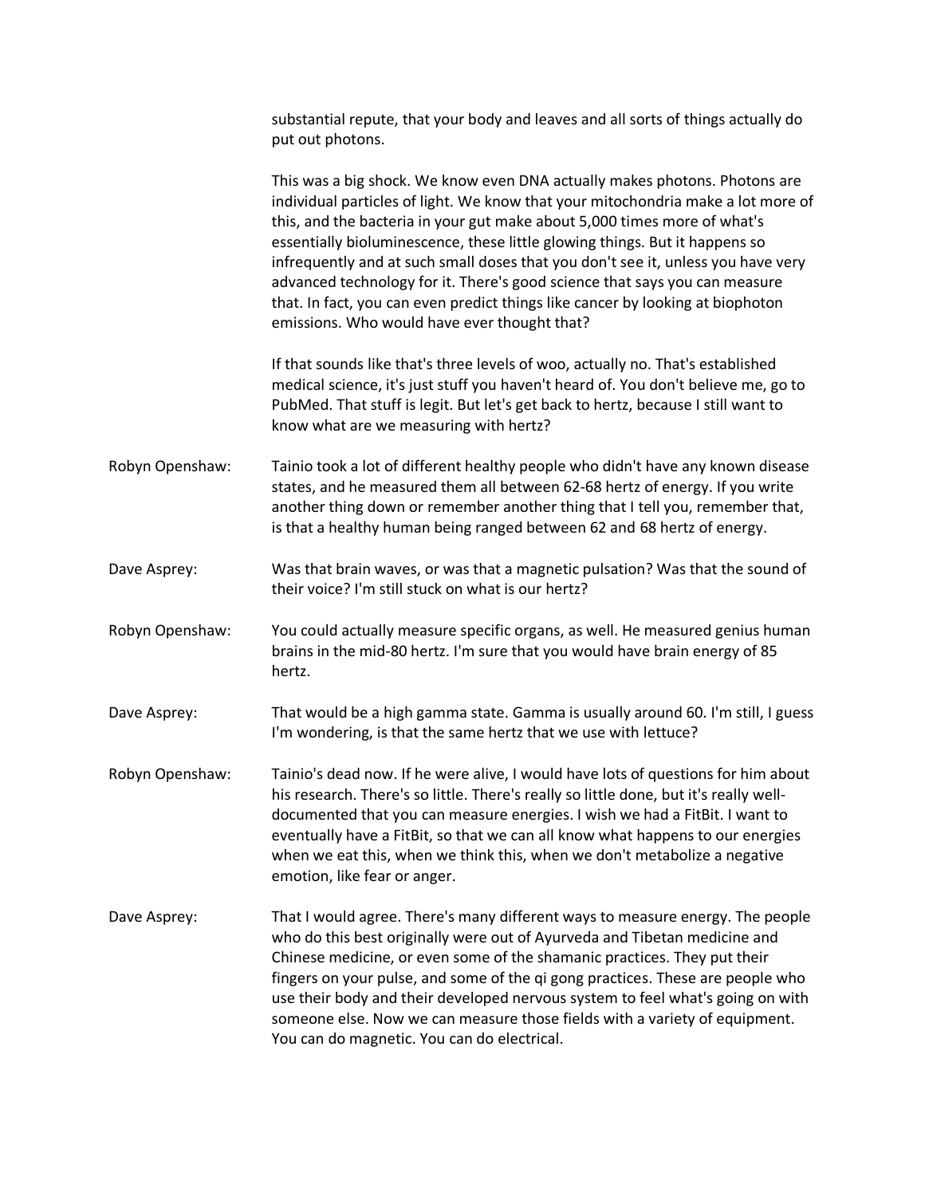substantial repute, that your body and leaves and all sorts of things actually do put out photons.

This was a big shock. We know even DNA actually makes photons. Photons are individual particles of light. We know that your mitochondria make a lot more of this, and the bacteria in your gut make about 5,000 times more of what's essentially bioluminescence, these little glowing things. But it happens so infrequently and at such small doses that you don't see it, unless you have very advanced technology for it. There's good science that says you can measure that. In fact, you can even predict things like cancer by looking at biophoton emissions. Who would have ever thought that?

If that sounds like that's three levels of woo, actually no. That's established medical science, it's just stuff you haven't heard of. You don't believe me, go to PubMed. That stuff is legit. But let's get back to hertz, because I still want to know what are we measuring with hertz?

**Robyn Openshaw:** Tainio took a lot of different healthy people who didn't have any known disease states, and he measured them all between 62-68 hertz of energy. If you write another thing down or remember another thing that I tell you, remember that, is that a healthy human being ranged between 62 and 68 hertz of energy.

**Dave Asprey:** Was that brain waves, or was that a magnetic pulsation? Was that the sound of their voice? I'm still stuck on what is our hertz?

**Robyn Openshaw:** You could actually measure specific organs, as well. He measured genius human brains in the mid-80 hertz. I'm sure that you would have brain energy of 85 hertz.

**Dave Asprey:** That would be a high gamma state. Gamma is usually around 60. I'm still, I guess I'm wondering, is that the same hertz that we use with lettuce?

**Robyn Openshaw:** Tainio's dead now. If he were alive, I would have lots of questions for him about his research. There's so little. There's really so little done, but it's really well-documented that you can measure energies. I wish we had a FitBit. I want to eventually have a FitBit, so that we can all know what happens to our energies when we eat this, when we think this, when we don't metabolize a negative emotion, like fear or anger.

**Dave Asprey:** That I would agree. There's many different ways to measure energy. The people who do this best originally were out of Ayurveda and Tibetan medicine and Chinese medicine, or even some of the shamanic practices. They put their fingers on your pulse, and some of the qi gong practices. These are people who use their body and their developed nervous system to feel what's going on with someone else. Now we can measure those fields with a variety of equipment. You can do magnetic. You can do electrical.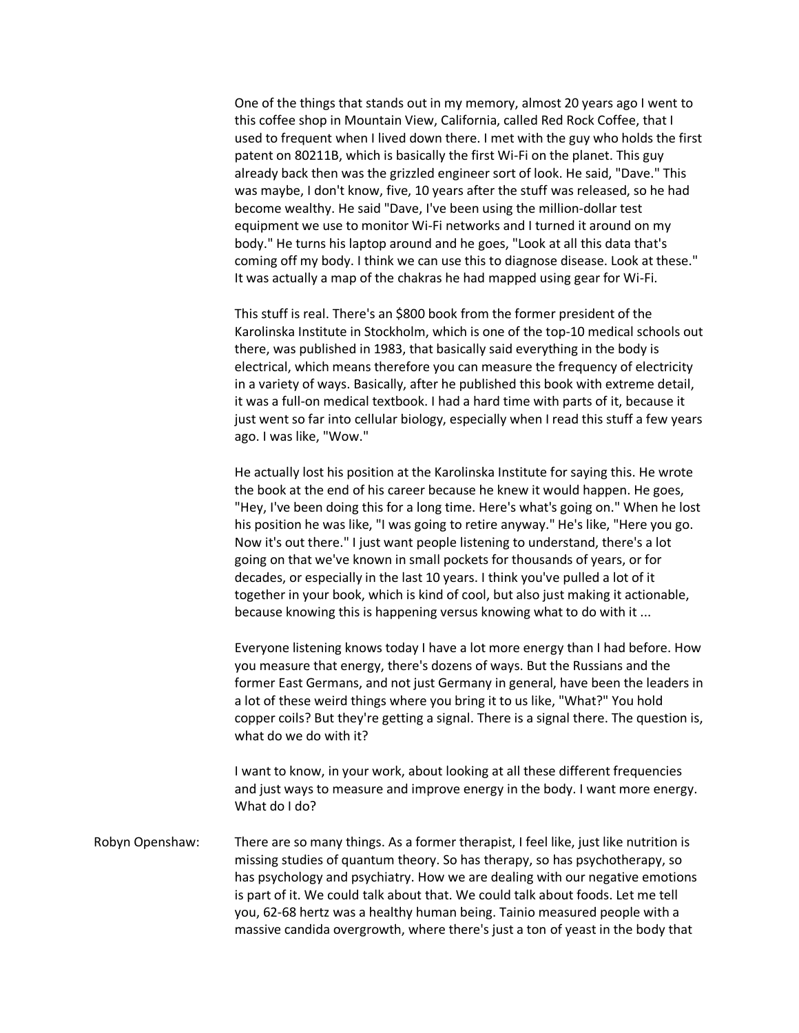One of the things that stands out in my memory, almost 20 years ago I went to this coffee shop in Mountain View, California, called Red Rock Coffee, that I used to frequent when I lived down there. I met with the guy who holds the first patent on 80211B, which is basically the first Wi-Fi on the planet. This guy already back then was the grizzled engineer sort of look. He said, "Dave." This was maybe, I don't know, five, 10 years after the stuff was released, so he had become wealthy. He said "Dave, I've been using the million-dollar test equipment we use to monitor Wi-Fi networks and I turned it around on my body." He turns his laptop around and he goes, "Look at all this data that's coming off my body. I think we can use this to diagnose disease. Look at these." It was actually a map of the chakras he had mapped using gear for Wi-Fi.

This stuff is real. There's an $800 book from the former president of the Karolinska Institute in Stockholm, which is one of the top-10 medical schools out there, was published in 1983, that basically said everything in the body is electrical, which means therefore you can measure the frequency of electricity in a variety of ways. Basically, after he published this book with extreme detail, it was a full-on medical textbook. I had a hard time with parts of it, because it just went so far into cellular biology, especially when I read this stuff a few years ago. I was like, "Wow."

He actually lost his position at the Karolinska Institute for saying this. He wrote the book at the end of his career because he knew it would happen. He goes, "Hey, I've been doing this for a long time. Here's what's going on." When he lost his position he was like, "I was going to retire anyway." He's like, "Here you go. Now it's out there." I just want people listening to understand, there's a lot going on that we've known in small pockets for thousands of years, or for decades, or especially in the last 10 years. I think you've pulled a lot of it together in your book, which is kind of cool, but also just making it actionable, because knowing this is happening versus knowing what to do with it ...

Everyone listening knows today I have a lot more energy than I had before. How you measure that energy, there's dozens of ways. But the Russians and the former East Germans, and not just Germany in general, have been the leaders in a lot of these weird things where you bring it to us like, "What?" You hold copper coils? But they're getting a signal. There is a signal there. The question is, what do we do with it?

I want to know, in your work, about looking at all these different frequencies and just ways to measure and improve energy in the body. I want more energy. What do I do?

Robyn Openshaw: There are so many things. As a former therapist, I feel like, just like nutrition is missing studies of quantum theory. So has therapy, so has psychotherapy, so has psychology and psychiatry. How we are dealing with our negative emotions is part of it. We could talk about that. We could talk about foods. Let me tell you, 62-68 hertz was a healthy human being. Tainio measured people with a massive candida overgrowth, where there's just a ton of yeast in the body that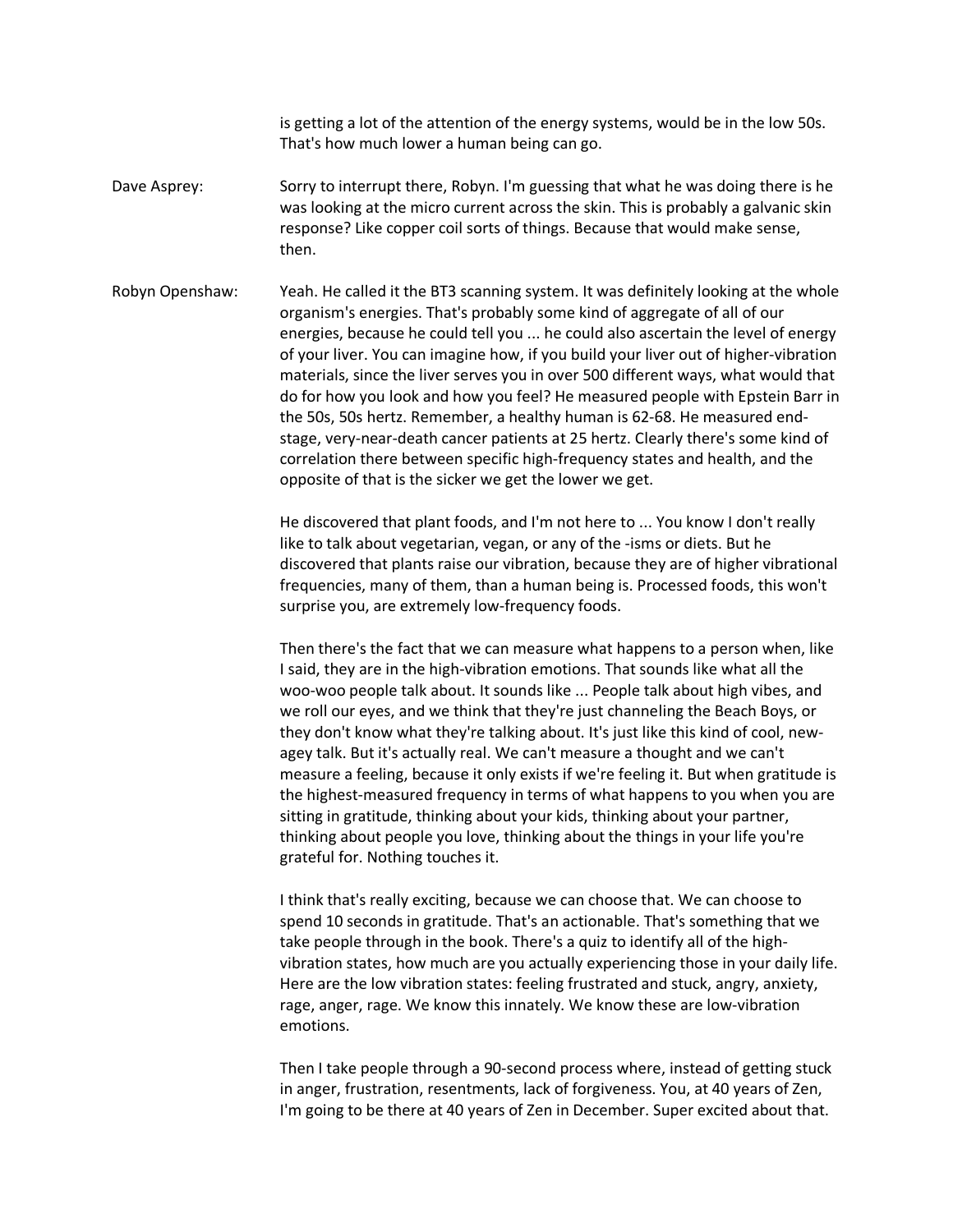is getting a lot of the attention of the energy systems, would be in the low 50s. That's how much lower a human being can go.

Dave Asprey: Sorry to interrupt there, Robyn. I'm guessing that what he was doing there is he was looking at the micro current across the skin. This is probably a galvanic skin response? Like copper coil sorts of things. Because that would make sense, then.

Robyn Openshaw: Yeah. He called it the BT3 scanning system. It was definitely looking at the whole organism's energies. That's probably some kind of aggregate of all of our energies, because he could tell you ... he could also ascertain the level of energy of your liver. You can imagine how, if you build your liver out of higher-vibration materials, since the liver serves you in over 500 different ways, what would that do for how you look and how you feel? He measured people with Epstein Barr in the 50s, 50s hertz. Remember, a healthy human is 62-68. He measured end-stage, very-near-death cancer patients at 25 hertz. Clearly there's some kind of correlation there between specific high-frequency states and health, and the opposite of that is the sicker we get the lower we get.

He discovered that plant foods, and I'm not here to ... You know I don't really like to talk about vegetarian, vegan, or any of the -isms or diets. But he discovered that plants raise our vibration, because they are of higher vibrational frequencies, many of them, than a human being is. Processed foods, this won't surprise you, are extremely low-frequency foods.

Then there's the fact that we can measure what happens to a person when, like I said, they are in the high-vibration emotions. That sounds like what all the woo-woo people talk about. It sounds like ... People talk about high vibes, and we roll our eyes, and we think that they're just channeling the Beach Boys, or they don't know what they're talking about. It's just like this kind of cool, new-agey talk. But it's actually real. We can't measure a thought and we can't measure a feeling, because it only exists if we're feeling it. But when gratitude is the highest-measured frequency in terms of what happens to you when you are sitting in gratitude, thinking about your kids, thinking about your partner, thinking about people you love, thinking about the things in your life you're grateful for. Nothing touches it.

I think that's really exciting, because we can choose that. We can choose to spend 10 seconds in gratitude. That's an actionable. That's something that we take people through in the book. There's a quiz to identify all of the high-vibration states, how much are you actually experiencing those in your daily life. Here are the low vibration states: feeling frustrated and stuck, angry, anxiety, rage, anger, rage. We know this innately. We know these are low-vibration emotions.

Then I take people through a 90-second process where, instead of getting stuck in anger, frustration, resentments, lack of forgiveness. You, at 40 years of Zen, I'm going to be there at 40 years of Zen in December. Super excited about that.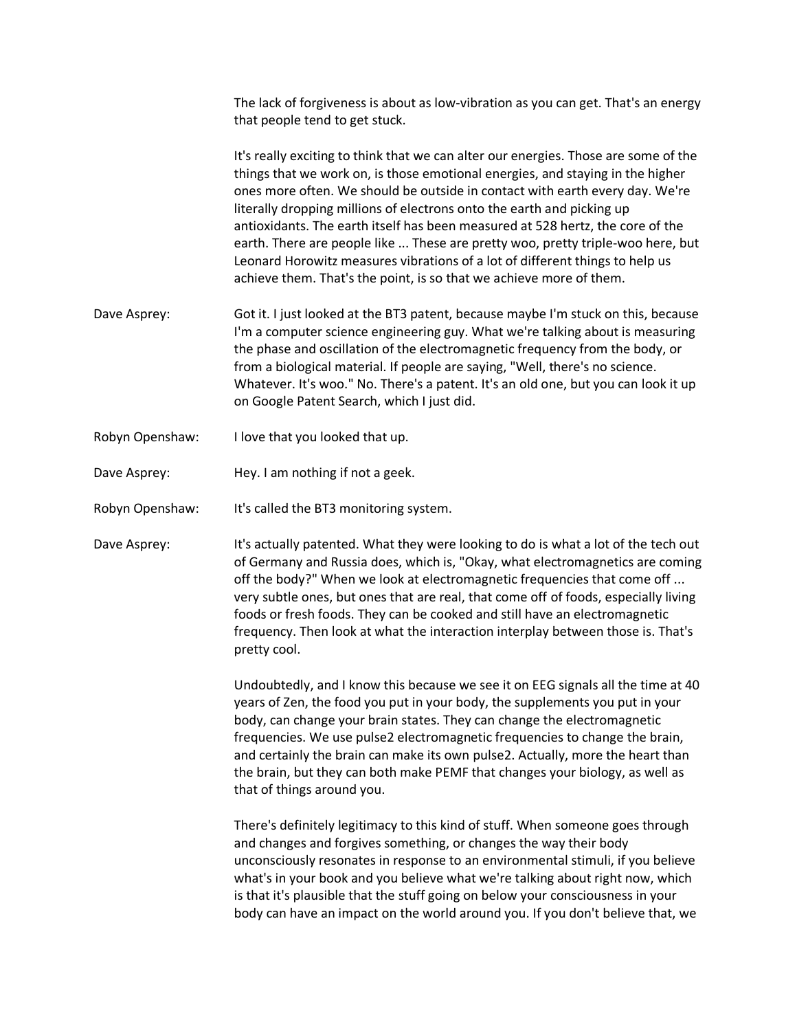The lack of forgiveness is about as low-vibration as you can get. That's an energy that people tend to get stuck.

It's really exciting to think that we can alter our energies. Those are some of the things that we work on, is those emotional energies, and staying in the higher ones more often. We should be outside in contact with earth every day. We're literally dropping millions of electrons onto the earth and picking up antioxidants. The earth itself has been measured at 528 hertz, the core of the earth. There are people like ... These are pretty woo, pretty triple-woo here, but Leonard Horowitz measures vibrations of a lot of different things to help us achieve them. That's the point, is so that we achieve more of them.

Dave Asprey: Got it. I just looked at the BT3 patent, because maybe I'm stuck on this, because I'm a computer science engineering guy. What we're talking about is measuring the phase and oscillation of the electromagnetic frequency from the body, or from a biological material. If people are saying, "Well, there's no science. Whatever. It's woo." No. There's a patent. It's an old one, but you can look it up on Google Patent Search, which I just did.

Robyn Openshaw: I love that you looked that up.

Dave Asprey: Hey. I am nothing if not a geek.

Robyn Openshaw: It's called the BT3 monitoring system.

Dave Asprey: It's actually patented. What they were looking to do is what a lot of the tech out of Germany and Russia does, which is, "Okay, what electromagnetics are coming off the body?" When we look at electromagnetic frequencies that come off ... very subtle ones, but ones that are real, that come off of foods, especially living foods or fresh foods. They can be cooked and still have an electromagnetic frequency. Then look at what the interaction interplay between those is. That's pretty cool.

Undoubtedly, and I know this because we see it on EEG signals all the time at 40 years of Zen, the food you put in your body, the supplements you put in your body, can change your brain states. They can change the electromagnetic frequencies. We use pulse2 electromagnetic frequencies to change the brain, and certainly the brain can make its own pulse2. Actually, more the heart than the brain, but they can both make PEMF that changes your biology, as well as that of things around you.

There's definitely legitimacy to this kind of stuff. When someone goes through and changes and forgives something, or changes the way their body unconsciously resonates in response to an environmental stimuli, if you believe what's in your book and you believe what we're talking about right now, which is that it's plausible that the stuff going on below your consciousness in your body can have an impact on the world around you. If you don't believe that, we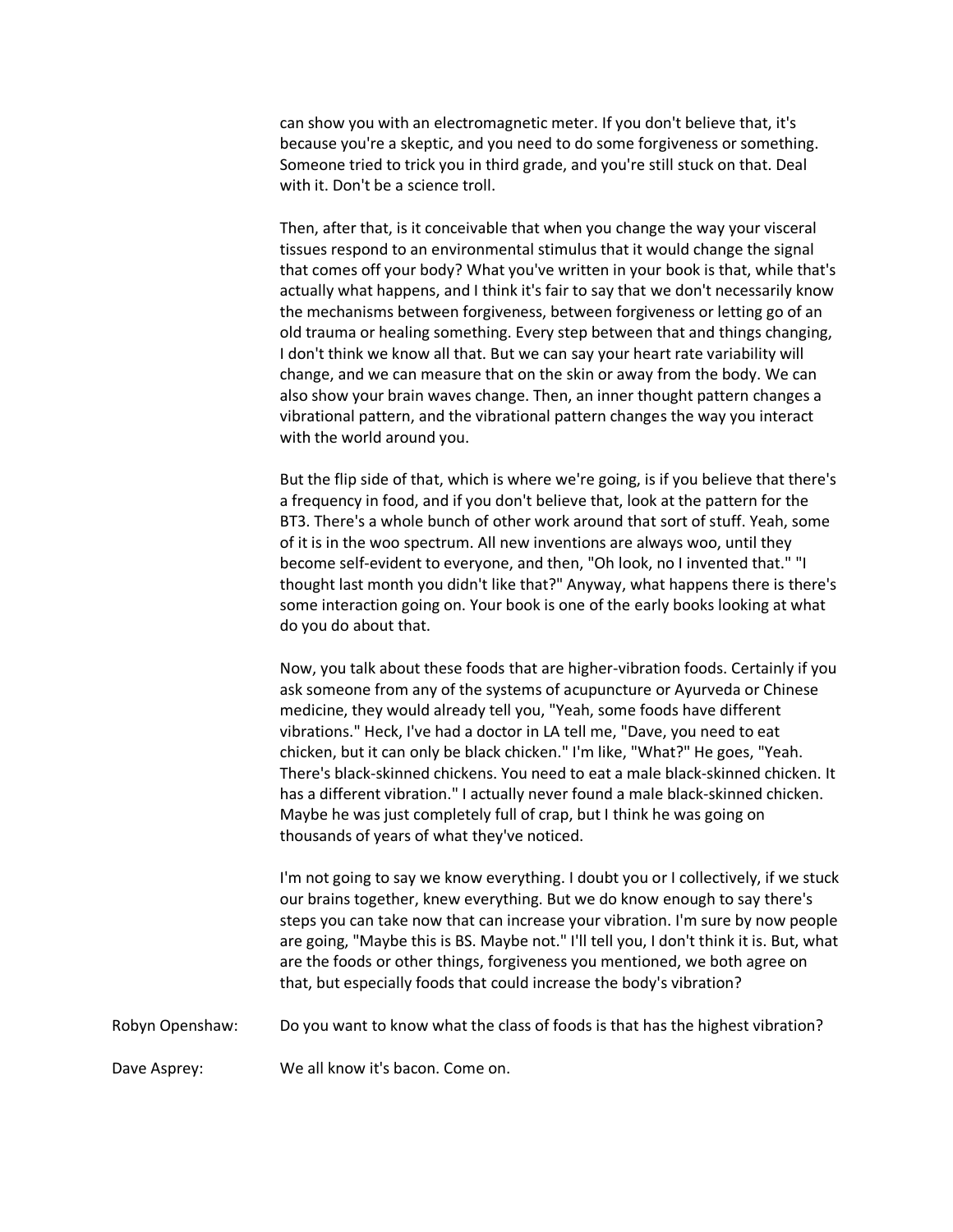can show you with an electromagnetic meter. If you don't believe that, it's because you're a skeptic, and you need to do some forgiveness or something. Someone tried to trick you in third grade, and you're still stuck on that. Deal with it. Don't be a science troll.

Then, after that, is it conceivable that when you change the way your visceral tissues respond to an environmental stimulus that it would change the signal that comes off your body? What you've written in your book is that, while that's actually what happens, and I think it's fair to say that we don't necessarily know the mechanisms between forgiveness, between forgiveness or letting go of an old trauma or healing something. Every step between that and things changing, I don't think we know all that. But we can say your heart rate variability will change, and we can measure that on the skin or away from the body. We can also show your brain waves change. Then, an inner thought pattern changes a vibrational pattern, and the vibrational pattern changes the way you interact with the world around you.

But the flip side of that, which is where we're going, is if you believe that there's a frequency in food, and if you don't believe that, look at the pattern for the BT3. There's a whole bunch of other work around that sort of stuff. Yeah, some of it is in the woo spectrum. All new inventions are always woo, until they become self-evident to everyone, and then, "Oh look, no I invented that." "I thought last month you didn't like that?" Anyway, what happens there is there's some interaction going on. Your book is one of the early books looking at what do you do about that.

Now, you talk about these foods that are higher-vibration foods. Certainly if you ask someone from any of the systems of acupuncture or Ayurveda or Chinese medicine, they would already tell you, "Yeah, some foods have different vibrations." Heck, I've had a doctor in LA tell me, "Dave, you need to eat chicken, but it can only be black chicken." I'm like, "What?" He goes, "Yeah. There's black-skinned chickens. You need to eat a male black-skinned chicken. It has a different vibration." I actually never found a male black-skinned chicken. Maybe he was just completely full of crap, but I think he was going on thousands of years of what they've noticed.

I'm not going to say we know everything. I doubt you or I collectively, if we stuck our brains together, knew everything. But we do know enough to say there's steps you can take now that can increase your vibration. I'm sure by now people are going, "Maybe this is BS. Maybe not." I'll tell you, I don't think it is. But, what are the foods or other things, forgiveness you mentioned, we both agree on that, but especially foods that could increase the body's vibration?

Robyn Openshaw: Do you want to know what the class of foods is that has the highest vibration?

Dave Asprey: We all know it's bacon. Come on.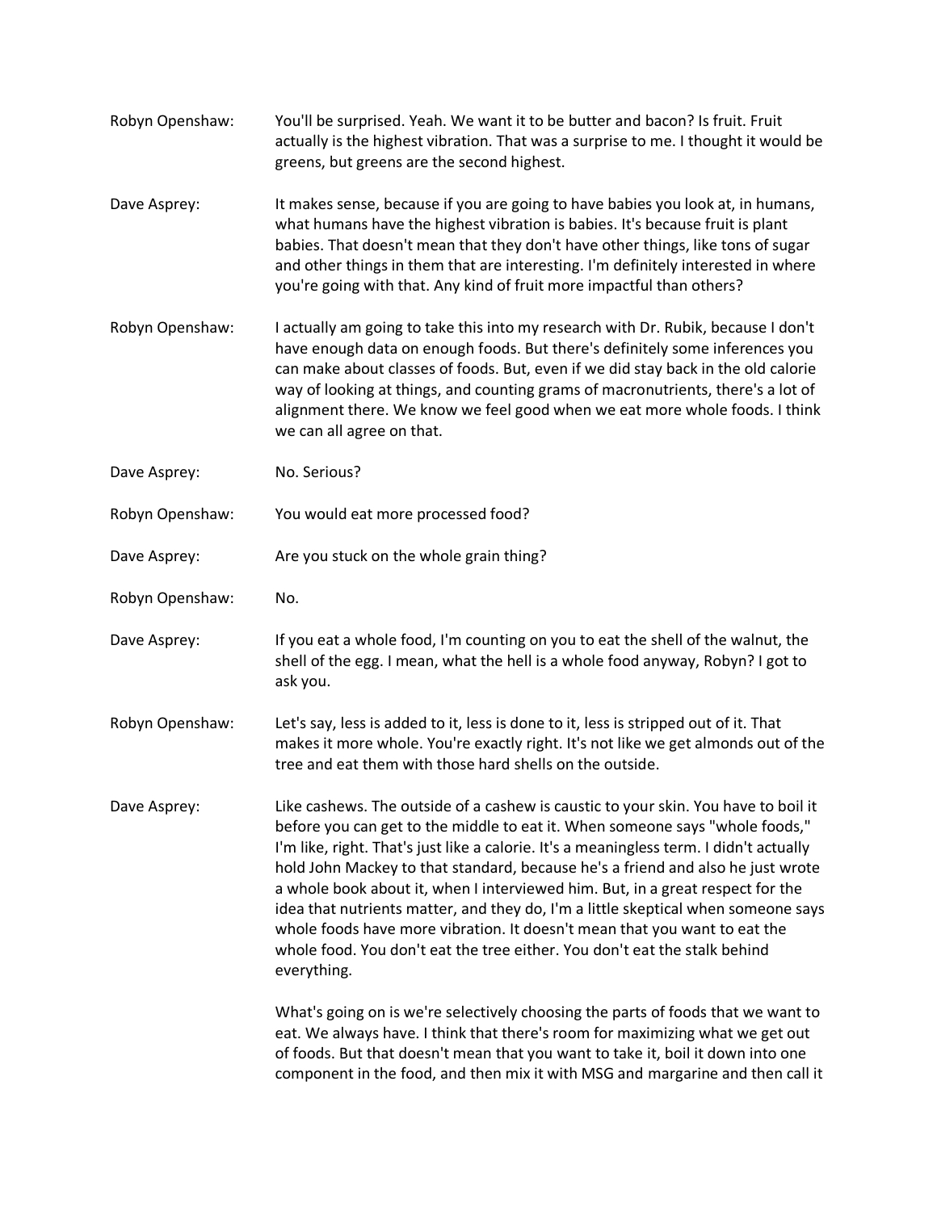Robyn Openshaw: You'll be surprised. Yeah. We want it to be butter and bacon? Is fruit. Fruit actually is the highest vibration. That was a surprise to me. I thought it would be greens, but greens are the second highest.

Dave Asprey: It makes sense, because if you are going to have babies you look at, in humans, what humans have the highest vibration is babies. It's because fruit is plant babies. That doesn't mean that they don't have other things, like tons of sugar and other things in them that are interesting. I'm definitely interested in where you're going with that. Any kind of fruit more impactful than others?

Robyn Openshaw: I actually am going to take this into my research with Dr. Rubik, because I don't have enough data on enough foods. But there's definitely some inferences you can make about classes of foods. But, even if we did stay back in the old calorie way of looking at things, and counting grams of macronutrients, there's a lot of alignment there. We know we feel good when we eat more whole foods. I think we can all agree on that.

Dave Asprey: No. Serious?

Robyn Openshaw: You would eat more processed food?

Dave Asprey: Are you stuck on the whole grain thing?

Robyn Openshaw: No.

Dave Asprey: If you eat a whole food, I'm counting on you to eat the shell of the walnut, the shell of the egg. I mean, what the hell is a whole food anyway, Robyn? I got to ask you.

Robyn Openshaw: Let's say, less is added to it, less is done to it, less is stripped out of it. That makes it more whole. You're exactly right. It's not like we get almonds out of the tree and eat them with those hard shells on the outside.

Dave Asprey: Like cashews. The outside of a cashew is caustic to your skin. You have to boil it before you can get to the middle to eat it. When someone says "whole foods," I'm like, right. That's just like a calorie. It's a meaningless term. I didn't actually hold John Mackey to that standard, because he's a friend and also he just wrote a whole book about it, when I interviewed him. But, in a great respect for the idea that nutrients matter, and they do, I'm a little skeptical when someone says whole foods have more vibration. It doesn't mean that you want to eat the whole food. You don't eat the tree either. You don't eat the stalk behind everything.

What's going on is we're selectively choosing the parts of foods that we want to eat. We always have. I think that there's room for maximizing what we get out of foods. But that doesn't mean that you want to take it, boil it down into one component in the food, and then mix it with MSG and margarine and then call it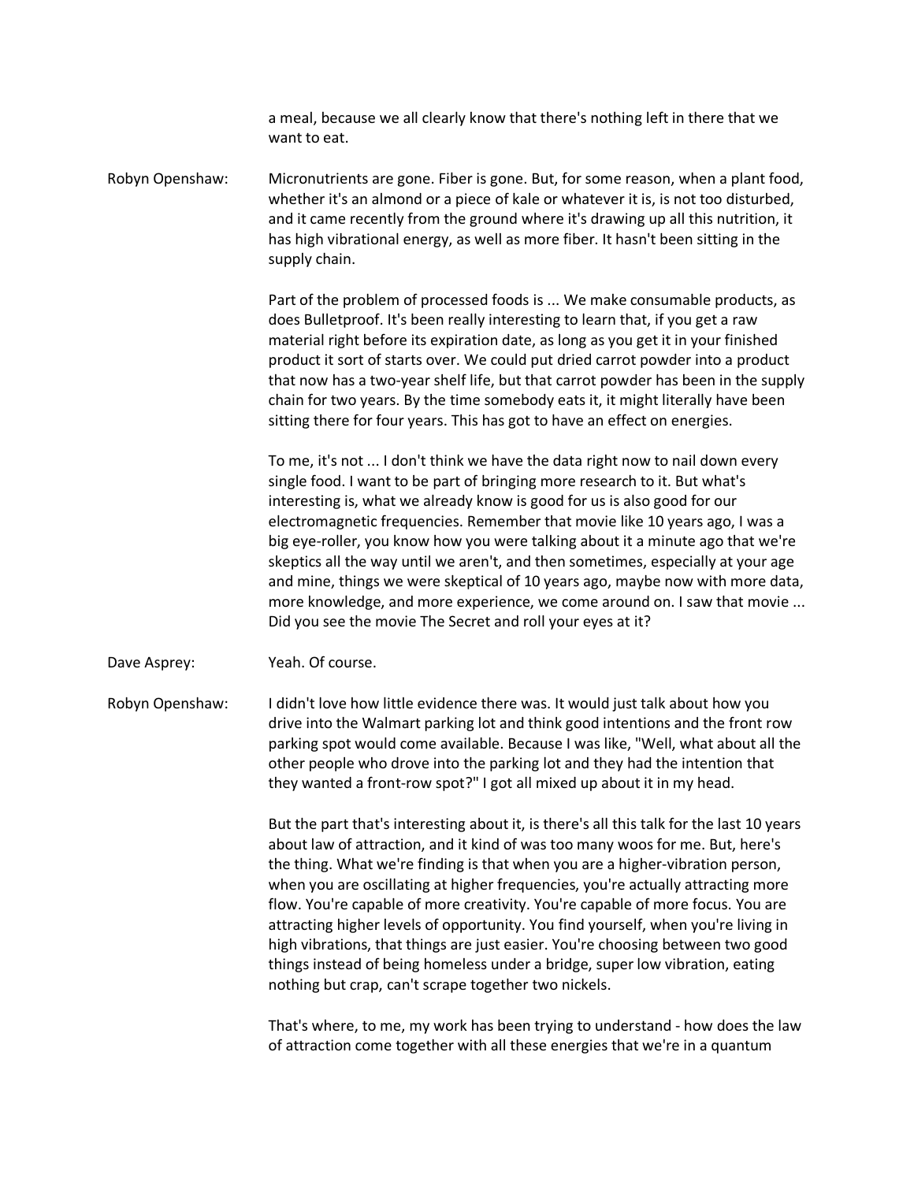a meal, because we all clearly know that there's nothing left in there that we want to eat.

**Robyn Openshaw:** Micronutrients are gone. Fiber is gone. But, for some reason, when a plant food, whether it's an almond or a piece of kale or whatever it is, is not too disturbed, and it came recently from the ground where it's drawing up all this nutrition, it has high vibrational energy, as well as more fiber. It hasn't been sitting in the supply chain.

Part of the problem of processed foods is ... We make consumable products, as does Bulletproof. It's been really interesting to learn that, if you get a raw material right before its expiration date, as long as you get it in your finished product it sort of starts over. We could put dried carrot powder into a product that now has a two-year shelf life, but that carrot powder has been in the supply chain for two years. By the time somebody eats it, it might literally have been sitting there for four years. This has got to have an effect on energies.

To me, it's not ... I don't think we have the data right now to nail down every single food. I want to be part of bringing more research to it. But what's interesting is, what we already know is good for us is also good for our electromagnetic frequencies. Remember that movie like 10 years ago, I was a big eye-roller, you know how you were talking about it a minute ago that we're skeptics all the way until we aren't, and then sometimes, especially at your age and mine, things we were skeptical of 10 years ago, maybe now with more data, more knowledge, and more experience, we come around on. I saw that movie ... Did you see the movie The Secret and roll your eyes at it?

**Dave Asprey:** Yeah. Of course.

**Robyn Openshaw:** I didn't love how little evidence there was. It would just talk about how you drive into the Walmart parking lot and think good intentions and the front row parking spot would come available. Because I was like, "Well, what about all the other people who drove into the parking lot and they had the intention that they wanted a front-row spot?" I got all mixed up about it in my head.

But the part that's interesting about it, is there's all this talk for the last 10 years about law of attraction, and it kind of was too many woos for me. But, here's the thing. What we're finding is that when you are a higher-vibration person, when you are oscillating at higher frequencies, you're actually attracting more flow. You're capable of more creativity. You're capable of more focus. You are attracting higher levels of opportunity. You find yourself, when you're living in high vibrations, that things are just easier. You're choosing between two good things instead of being homeless under a bridge, super low vibration, eating nothing but crap, can't scrape together two nickels.

That's where, to me, my work has been trying to understand - how does the law of attraction come together with all these energies that we're in a quantum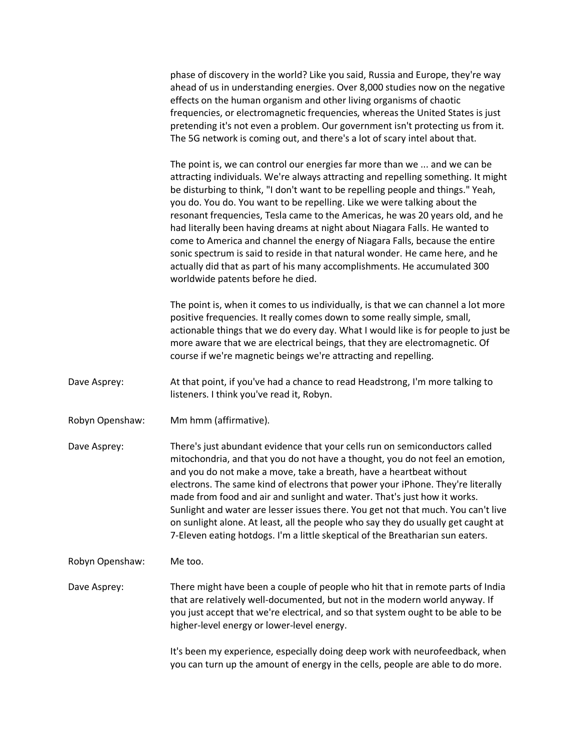phase of discovery in the world? Like you said, Russia and Europe, they're way ahead of us in understanding energies. Over 8,000 studies now on the negative effects on the human organism and other living organisms of chaotic frequencies, or electromagnetic frequencies, whereas the United States is just pretending it's not even a problem. Our government isn't protecting us from it. The 5G network is coming out, and there's a lot of scary intel about that.

The point is, we can control our energies far more than we ... and we can be attracting individuals. We're always attracting and repelling something. It might be disturbing to think, "I don't want to be repelling people and things." Yeah, you do. You do. You want to be repelling. Like we were talking about the resonant frequencies, Tesla came to the Americas, he was 20 years old, and he had literally been having dreams at night about Niagara Falls. He wanted to come to America and channel the energy of Niagara Falls, because the entire sonic spectrum is said to reside in that natural wonder. He came here, and he actually did that as part of his many accomplishments. He accumulated 300 worldwide patents before he died.

The point is, when it comes to us individually, is that we can channel a lot more positive frequencies. It really comes down to some really simple, small, actionable things that we do every day. What I would like is for people to just be more aware that we are electrical beings, that they are electromagnetic. Of course if we're magnetic beings we're attracting and repelling.

**Dave Asprey:** At that point, if you've had a chance to read Headstrong, I'm more talking to listeners. I think you've read it, Robyn.

**Robyn Openshaw:** Mm hmm (affirmative).

**Dave Asprey:** There's just abundant evidence that your cells run on semiconductors called mitochondria, and that you do not have a thought, you do not feel an emotion, and you do not make a move, take a breath, have a heartbeat without electrons. The same kind of electrons that power your iPhone. They're literally made from food and air and sunlight and water. That's just how it works. Sunlight and water are lesser issues there. You get not that much. You can't live on sunlight alone. At least, all the people who say they do usually get caught at 7-Eleven eating hotdogs. I'm a little skeptical of the Breatharian sun eaters.

**Robyn Openshaw:** Me too.

**Dave Asprey:** There might have been a couple of people who hit that in remote parts of India that are relatively well-documented, but not in the modern world anyway. If you just accept that we're electrical, and so that system ought to be able to be higher-level energy or lower-level energy.

It's been my experience, especially doing deep work with neurofeedback, when you can turn up the amount of energy in the cells, people are able to do more.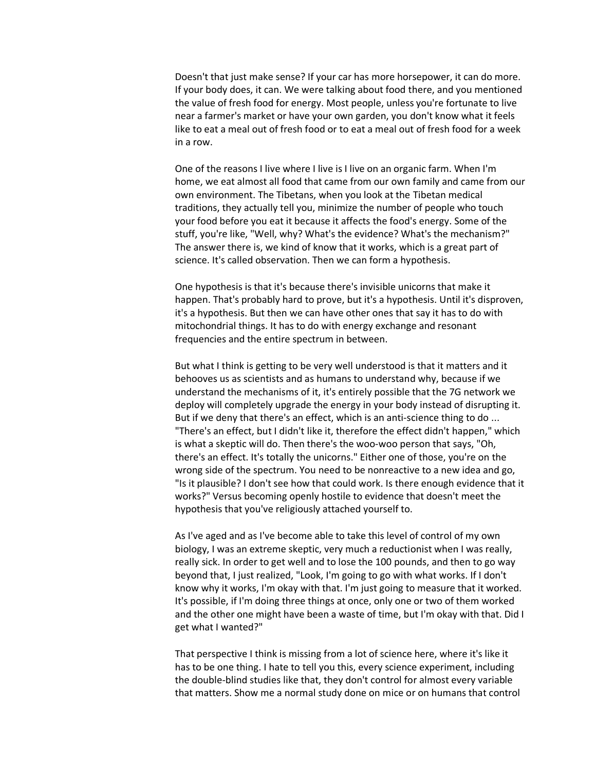Doesn't that just make sense? If your car has more horsepower, it can do more. If your body does, it can. We were talking about food there, and you mentioned the value of fresh food for energy. Most people, unless you're fortunate to live near a farmer's market or have your own garden, you don't know what it feels like to eat a meal out of fresh food or to eat a meal out of fresh food for a week in a row.

One of the reasons I live where I live is I live on an organic farm. When I'm home, we eat almost all food that came from our own family and came from our own environment. The Tibetans, when you look at the Tibetan medical traditions, they actually tell you, minimize the number of people who touch your food before you eat it because it affects the food's energy. Some of the stuff, you're like, "Well, why? What's the evidence? What's the mechanism?" The answer there is, we kind of know that it works, which is a great part of science. It's called observation. Then we can form a hypothesis.

One hypothesis is that it's because there's invisible unicorns that make it happen. That's probably hard to prove, but it's a hypothesis. Until it's disproven, it's a hypothesis. But then we can have other ones that say it has to do with mitochondrial things. It has to do with energy exchange and resonant frequencies and the entire spectrum in between.

But what I think is getting to be very well understood is that it matters and it behooves us as scientists and as humans to understand why, because if we understand the mechanisms of it, it's entirely possible that the 7G network we deploy will completely upgrade the energy in your body instead of disrupting it. But if we deny that there's an effect, which is an anti-science thing to do ... "There's an effect, but I didn't like it, therefore the effect didn't happen," which is what a skeptic will do. Then there's the woo-woo person that says, "Oh, there's an effect. It's totally the unicorns." Either one of those, you're on the wrong side of the spectrum. You need to be nonreactive to a new idea and go, "Is it plausible? I don't see how that could work. Is there enough evidence that it works?" Versus becoming openly hostile to evidence that doesn't meet the hypothesis that you've religiously attached yourself to.

As I've aged and as I've become able to take this level of control of my own biology, I was an extreme skeptic, very much a reductionist when I was really, really sick. In order to get well and to lose the 100 pounds, and then to go way beyond that, I just realized, "Look, I'm going to go with what works. If I don't know why it works, I'm okay with that. I'm just going to measure that it worked. It's possible, if I'm doing three things at once, only one or two of them worked and the other one might have been a waste of time, but I'm okay with that. Did I get what I wanted?"

That perspective I think is missing from a lot of science here, where it's like it has to be one thing. I hate to tell you this, every science experiment, including the double-blind studies like that, they don't control for almost every variable that matters. Show me a normal study done on mice or on humans that control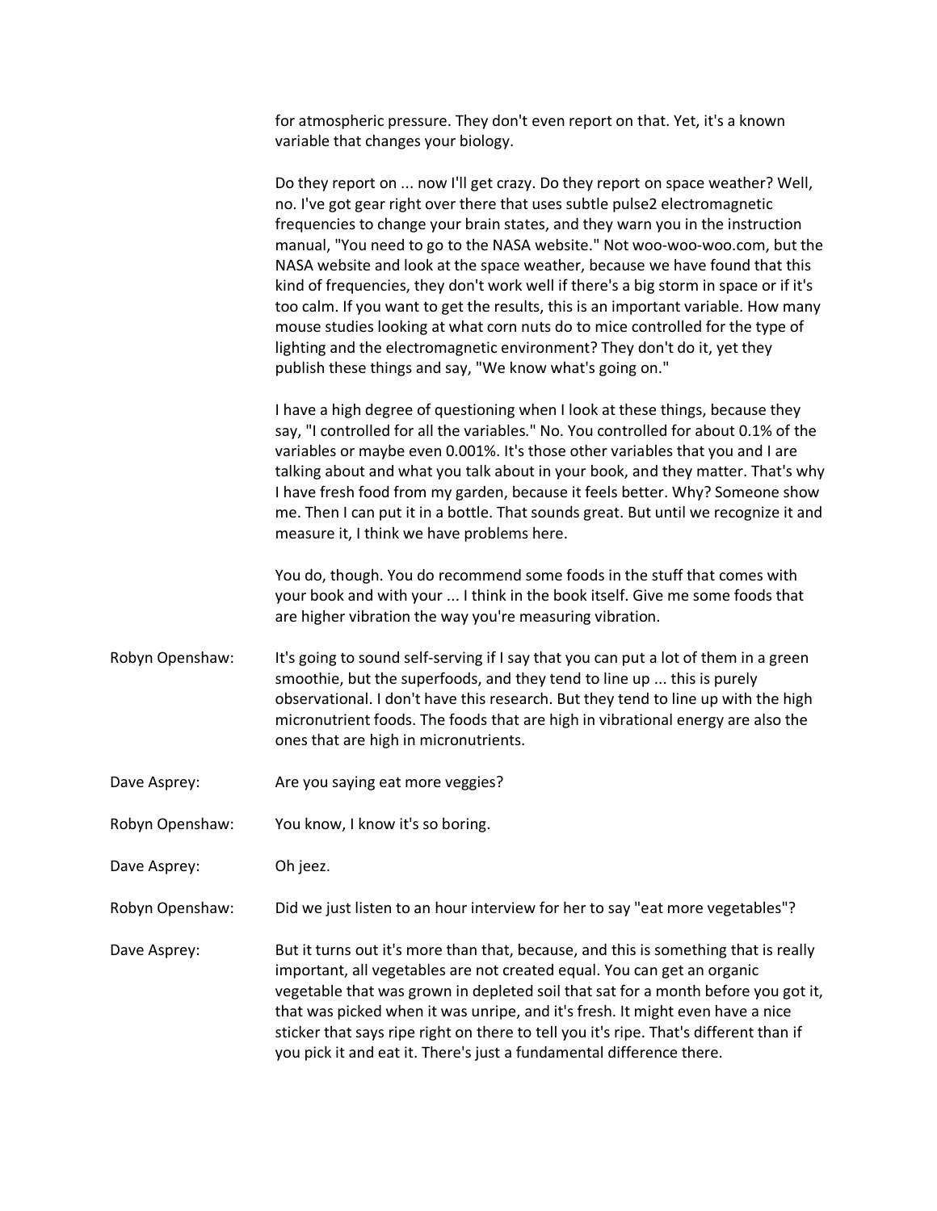for atmospheric pressure. They don't even report on that. Yet, it's a known variable that changes your biology.

Do they report on ... now I'll get crazy. Do they report on space weather? Well, no. I've got gear right over there that uses subtle pulse2 electromagnetic frequencies to change your brain states, and they warn you in the instruction manual, "You need to go to the NASA website." Not woo-woo-woo.com, but the NASA website and look at the space weather, because we have found that this kind of frequencies, they don't work well if there's a big storm in space or if it's too calm. If you want to get the results, this is an important variable. How many mouse studies looking at what corn nuts do to mice controlled for the type of lighting and the electromagnetic environment? They don't do it, yet they publish these things and say, "We know what's going on."

I have a high degree of questioning when I look at these things, because they say, "I controlled for all the variables." No. You controlled for about 0.1% of the variables or maybe even 0.001%. It's those other variables that you and I are talking about and what you talk about in your book, and they matter. That's why I have fresh food from my garden, because it feels better. Why? Someone show me. Then I can put it in a bottle. That sounds great. But until we recognize it and measure it, I think we have problems here.

You do, though. You do recommend some foods in the stuff that comes with your book and with your ... I think in the book itself. Give me some foods that are higher vibration the way you're measuring vibration.

**Robyn Openshaw:** It's going to sound self-serving if I say that you can put a lot of them in a green smoothie, but the superfoods, and they tend to line up ... this is purely observational. I don't have this research. But they tend to line up with the high micronutrient foods. The foods that are high in vibrational energy are also the ones that are high in micronutrients.

**Dave Asprey:** Are you saying eat more veggies?

**Robyn Openshaw:** You know, I know it's so boring.

**Dave Asprey:** Oh jeez.

**Robyn Openshaw:** Did we just listen to an hour interview for her to say "eat more vegetables"?

**Dave Asprey:** But it turns out it's more than that, because, and this is something that is really important, all vegetables are not created equal. You can get an organic vegetable that was grown in depleted soil that sat for a month before you got it, that was picked when it was unripe, and it's fresh. It might even have a nice sticker that says ripe right on there to tell you it's ripe. That's different than if you pick it and eat it. There's just a fundamental difference there.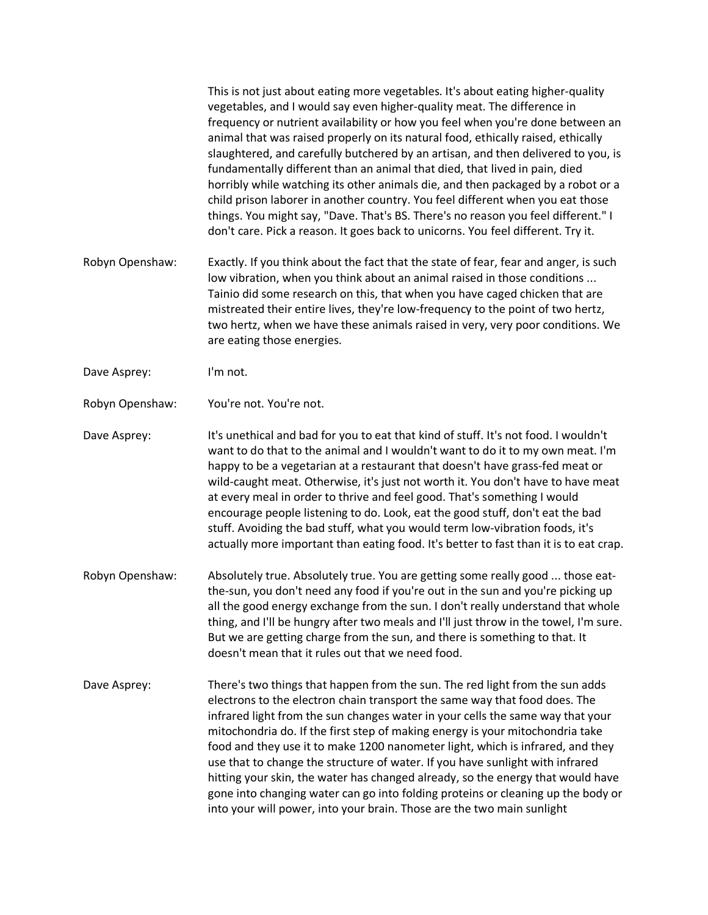This is not just about eating more vegetables. It's about eating higher-quality vegetables, and I would say even higher-quality meat. The difference in frequency or nutrient availability or how you feel when you're done between an animal that was raised properly on its natural food, ethically raised, ethically slaughtered, and carefully butchered by an artisan, and then delivered to you, is fundamentally different than an animal that died, that lived in pain, died horribly while watching its other animals die, and then packaged by a robot or a child prison laborer in another country. You feel different when you eat those things. You might say, "Dave. That's BS. There's no reason you feel different." I don't care. Pick a reason. It goes back to unicorns. You feel different. Try it.

Robyn Openshaw: Exactly. If you think about the fact that the state of fear, fear and anger, is such low vibration, when you think about an animal raised in those conditions ... Tainio did some research on this, that when you have caged chicken that are mistreated their entire lives, they're low-frequency to the point of two hertz, two hertz, when we have these animals raised in very, very poor conditions. We are eating those energies.

Dave Asprey: I'm not.

Robyn Openshaw: You're not. You're not.

Dave Asprey: It's unethical and bad for you to eat that kind of stuff. It's not food. I wouldn't want to do that to the animal and I wouldn't want to do it to my own meat. I'm happy to be a vegetarian at a restaurant that doesn't have grass-fed meat or wild-caught meat. Otherwise, it's just not worth it. You don't have to have meat at every meal in order to thrive and feel good. That's something I would encourage people listening to do. Look, eat the good stuff, don't eat the bad stuff. Avoiding the bad stuff, what you would term low-vibration foods, it's actually more important than eating food. It's better to fast than it is to eat crap.

Robyn Openshaw: Absolutely true. Absolutely true. You are getting some really good ... those eat-the-sun, you don't need any food if you're out in the sun and you're picking up all the good energy exchange from the sun. I don't really understand that whole thing, and I'll be hungry after two meals and I'll just throw in the towel, I'm sure. But we are getting charge from the sun, and there is something to that. It doesn't mean that it rules out that we need food.

Dave Asprey: There's two things that happen from the sun. The red light from the sun adds electrons to the electron chain transport the same way that food does. The infrared light from the sun changes water in your cells the same way that your mitochondria do. If the first step of making energy is your mitochondria take food and they use it to make 1200 nanometer light, which is infrared, and they use that to change the structure of water. If you have sunlight with infrared hitting your skin, the water has changed already, so the energy that would have gone into changing water can go into folding proteins or cleaning up the body or into your will power, into your brain. Those are the two main sunlight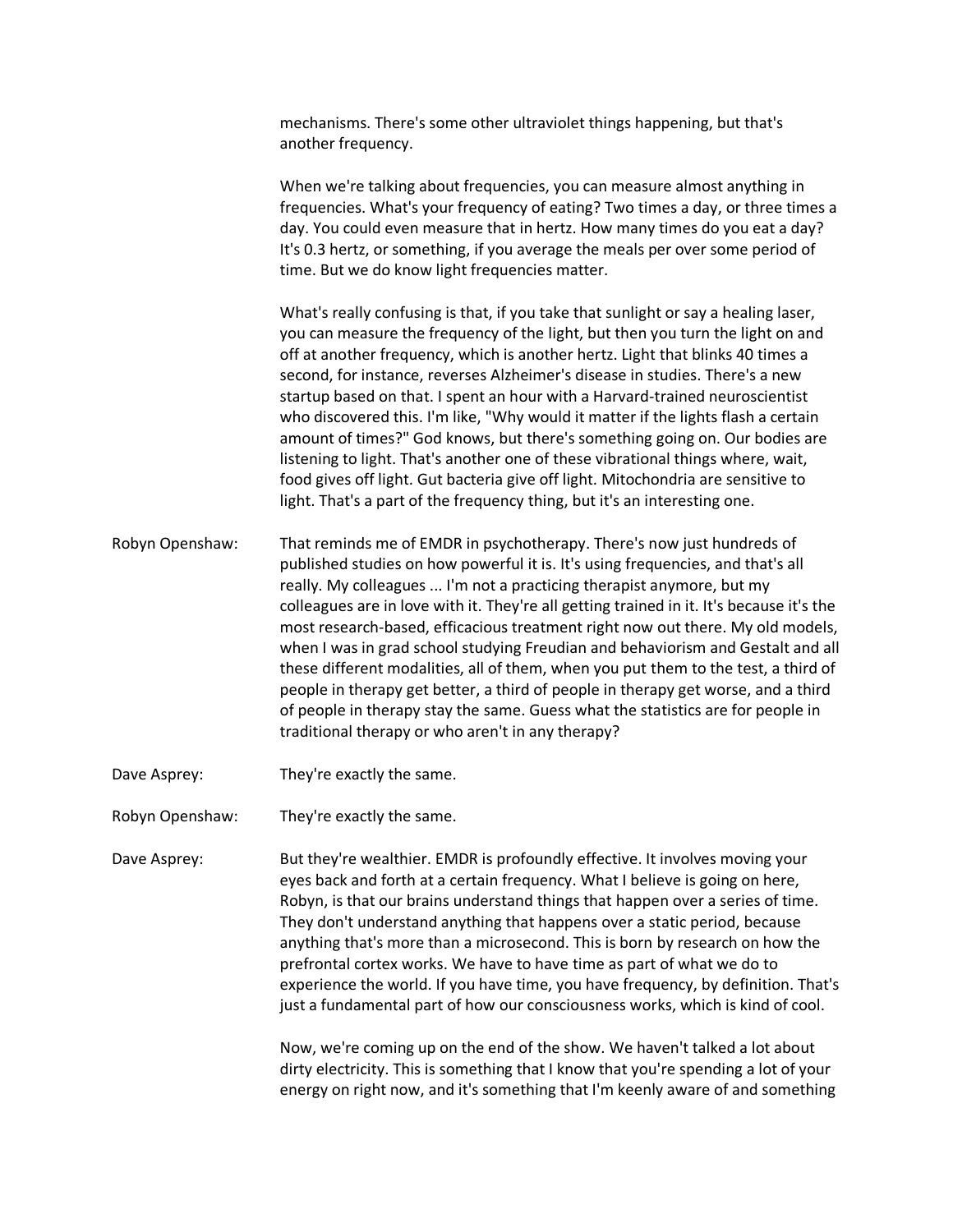mechanisms. There's some other ultraviolet things happening, but that's another frequency.

When we're talking about frequencies, you can measure almost anything in frequencies. What's your frequency of eating? Two times a day, or three times a day. You could even measure that in hertz. How many times do you eat a day? It's 0.3 hertz, or something, if you average the meals per over some period of time. But we do know light frequencies matter.

What's really confusing is that, if you take that sunlight or say a healing laser, you can measure the frequency of the light, but then you turn the light on and off at another frequency, which is another hertz. Light that blinks 40 times a second, for instance, reverses Alzheimer's disease in studies. There's a new startup based on that. I spent an hour with a Harvard-trained neuroscientist who discovered this. I'm like, "Why would it matter if the lights flash a certain amount of times?" God knows, but there's something going on. Our bodies are listening to light. That's another one of these vibrational things where, wait, food gives off light. Gut bacteria give off light. Mitochondria are sensitive to light. That's a part of the frequency thing, but it's an interesting one.

Robyn Openshaw: That reminds me of EMDR in psychotherapy. There's now just hundreds of published studies on how powerful it is. It's using frequencies, and that's all really. My colleagues ... I'm not a practicing therapist anymore, but my colleagues are in love with it. They're all getting trained in it. It's because it's the most research-based, efficacious treatment right now out there. My old models, when I was in grad school studying Freudian and behaviorism and Gestalt and all these different modalities, all of them, when you put them to the test, a third of people in therapy get better, a third of people in therapy get worse, and a third of people in therapy stay the same. Guess what the statistics are for people in traditional therapy or who aren't in any therapy?

Dave Asprey: They're exactly the same.

Robyn Openshaw: They're exactly the same.

Dave Asprey: But they're wealthier. EMDR is profoundly effective. It involves moving your eyes back and forth at a certain frequency. What I believe is going on here, Robyn, is that our brains understand things that happen over a series of time. They don't understand anything that happens over a static period, because anything that's more than a microsecond. This is born by research on how the prefrontal cortex works. We have to have time as part of what we do to experience the world. If you have time, you have frequency, by definition. That's just a fundamental part of how our consciousness works, which is kind of cool.

Now, we're coming up on the end of the show. We haven't talked a lot about dirty electricity. This is something that I know that you're spending a lot of your energy on right now, and it's something that I'm keenly aware of and something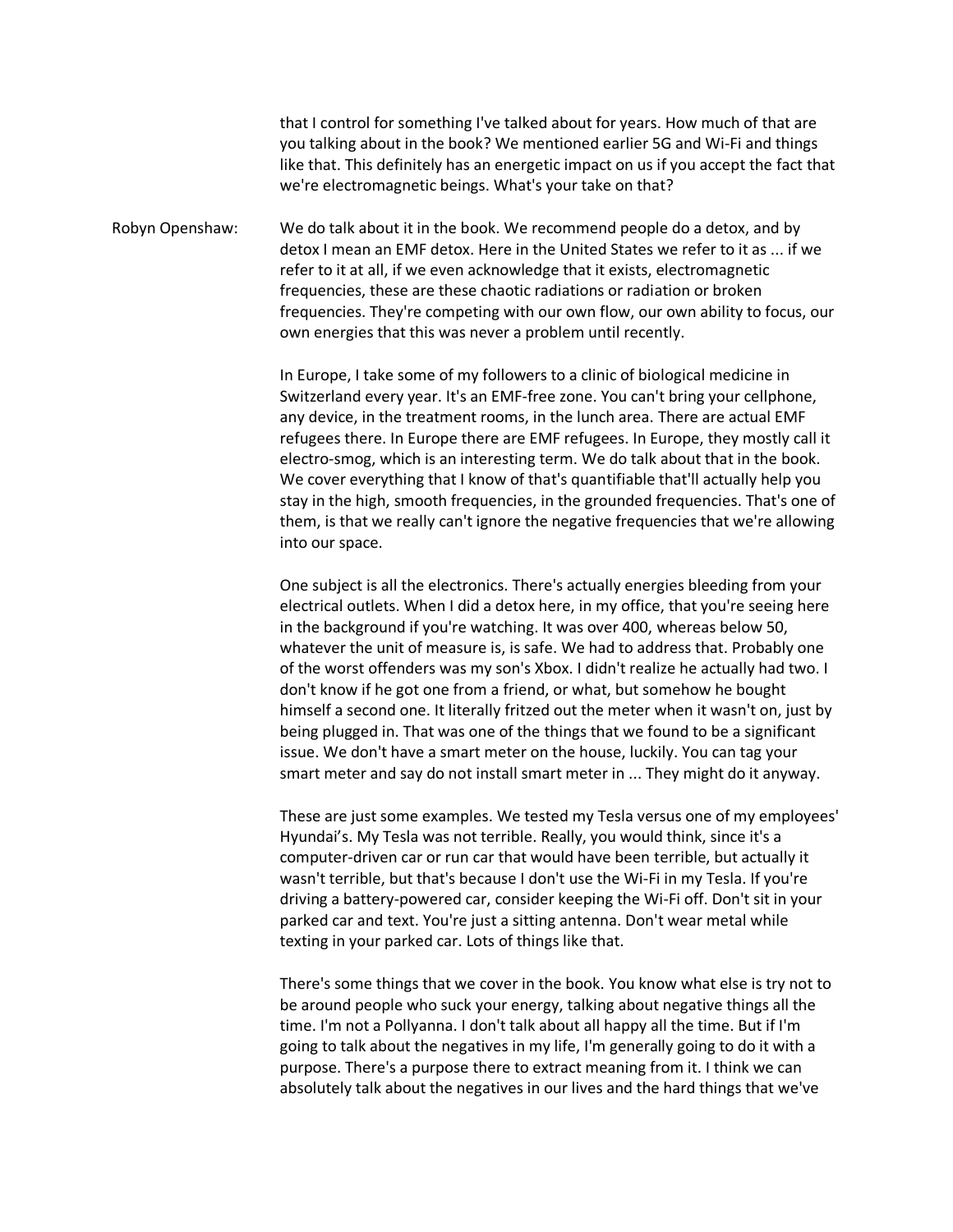that I control for something I've talked about for years. How much of that are you talking about in the book? We mentioned earlier 5G and Wi-Fi and things like that. This definitely has an energetic impact on us if you accept the fact that we're electromagnetic beings. What's your take on that?

Robyn Openshaw: We do talk about it in the book. We recommend people do a detox, and by detox I mean an EMF detox. Here in the United States we refer to it as ... if we refer to it at all, if we even acknowledge that it exists, electromagnetic frequencies, these are these chaotic radiations or radiation or broken frequencies. They're competing with our own flow, our own ability to focus, our own energies that this was never a problem until recently.

In Europe, I take some of my followers to a clinic of biological medicine in Switzerland every year. It's an EMF-free zone. You can't bring your cellphone, any device, in the treatment rooms, in the lunch area. There are actual EMF refugees there. In Europe there are EMF refugees. In Europe, they mostly call it electro-smog, which is an interesting term. We do talk about that in the book. We cover everything that I know of that's quantifiable that'll actually help you stay in the high, smooth frequencies, in the grounded frequencies. That's one of them, is that we really can't ignore the negative frequencies that we're allowing into our space.

One subject is all the electronics. There's actually energies bleeding from your electrical outlets. When I did a detox here, in my office, that you're seeing here in the background if you're watching. It was over 400, whereas below 50, whatever the unit of measure is, is safe. We had to address that. Probably one of the worst offenders was my son's Xbox. I didn't realize he actually had two. I don't know if he got one from a friend, or what, but somehow he bought himself a second one. It literally fritzed out the meter when it wasn't on, just by being plugged in. That was one of the things that we found to be a significant issue. We don't have a smart meter on the house, luckily. You can tag your smart meter and say do not install smart meter in ... They might do it anyway.

These are just some examples. We tested my Tesla versus one of my employees' Hyundai's. My Tesla was not terrible. Really, you would think, since it's a computer-driven car or run car that would have been terrible, but actually it wasn't terrible, but that's because I don't use the Wi-Fi in my Tesla. If you're driving a battery-powered car, consider keeping the Wi-Fi off. Don't sit in your parked car and text. You're just a sitting antenna. Don't wear metal while texting in your parked car. Lots of things like that.

There's some things that we cover in the book. You know what else is try not to be around people who suck your energy, talking about negative things all the time. I'm not a Pollyanna. I don't talk about all happy all the time. But if I'm going to talk about the negatives in my life, I'm generally going to do it with a purpose. There's a purpose there to extract meaning from it. I think we can absolutely talk about the negatives in our lives and the hard things that we've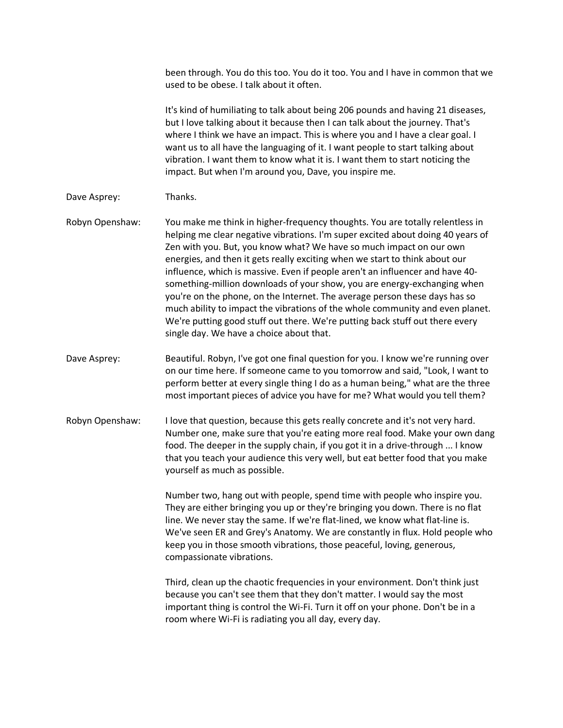been through. You do this too. You do it too. You and I have in common that we used to be obese. I talk about it often.

It's kind of humiliating to talk about being 206 pounds and having 21 diseases, but I love talking about it because then I can talk about the journey. That's where I think we have an impact. This is where you and I have a clear goal. I want us to all have the languaging of it. I want people to start talking about vibration. I want them to know what it is. I want them to start noticing the impact. But when I'm around you, Dave, you inspire me.

**Dave Asprey:** Thanks.

**Robyn Openshaw:** You make me think in higher-frequency thoughts. You are totally relentless in helping me clear negative vibrations. I'm super excited about doing 40 years of Zen with you. But, you know what? We have so much impact on our own energies, and then it gets really exciting when we start to think about our influence, which is massive. Even if people aren't an influencer and have 40-something-million downloads of your show, you are energy-exchanging when you're on the phone, on the Internet. The average person these days has so much ability to impact the vibrations of the whole community and even planet. We're putting good stuff out there. We're putting back stuff out there every single day. We have a choice about that.

**Dave Asprey:** Beautiful. Robyn, I've got one final question for you. I know we're running over on our time here. If someone came to you tomorrow and said, "Look, I want to perform better at every single thing I do as a human being," what are the three most important pieces of advice you have for me? What would you tell them?

**Robyn Openshaw:** I love that question, because this gets really concrete and it's not very hard. Number one, make sure that you're eating more real food. Make your own dang food. The deeper in the supply chain, if you got it in a drive-through ... I know that you teach your audience this very well, but eat better food that you make yourself as much as possible.

Number two, hang out with people, spend time with people who inspire you. They are either bringing you up or they're bringing you down. There is no flat line. We never stay the same. If we're flat-lined, we know what flat-line is. We've seen ER and Grey's Anatomy. We are constantly in flux. Hold people who keep you in those smooth vibrations, those peaceful, loving, generous, compassionate vibrations.

Third, clean up the chaotic frequencies in your environment. Don't think just because you can't see them that they don't matter. I would say the most important thing is control the Wi-Fi. Turn it off on your phone. Don't be in a room where Wi-Fi is radiating you all day, every day.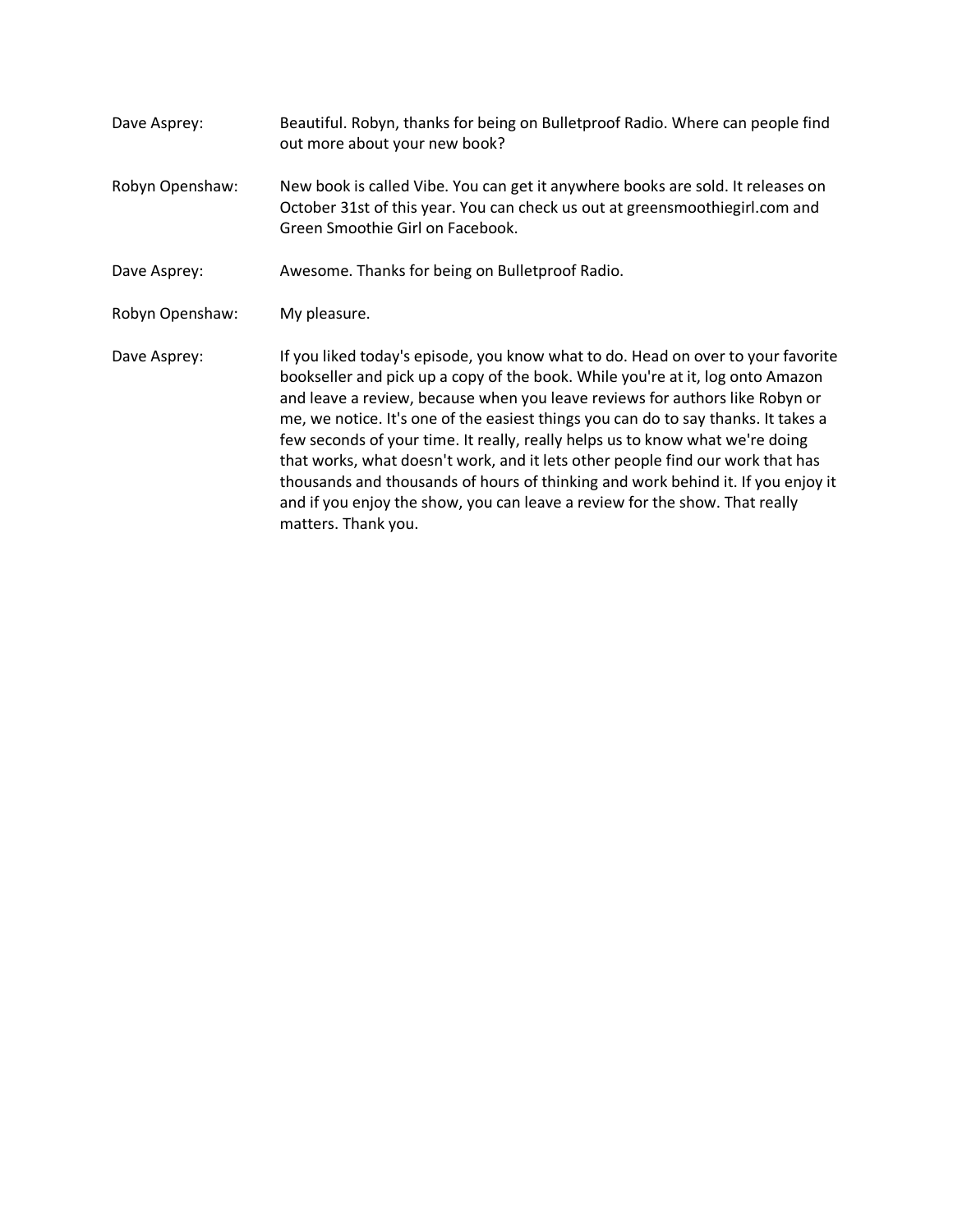Dave Asprey: Beautiful. Robyn, thanks for being on Bulletproof Radio. Where can people find out more about your new book?

Robyn Openshaw: New book is called Vibe. You can get it anywhere books are sold. It releases on October 31st of this year. You can check us out at greensmoothiegirl.com and Green Smoothie Girl on Facebook.

Dave Asprey: Awesome. Thanks for being on Bulletproof Radio.

Robyn Openshaw: My pleasure.

Dave Asprey: If you liked today's episode, you know what to do. Head on over to your favorite bookseller and pick up a copy of the book. While you're at it, log onto Amazon and leave a review, because when you leave reviews for authors like Robyn or me, we notice. It's one of the easiest things you can do to say thanks. It takes a few seconds of your time. It really, really helps us to know what we're doing that works, what doesn't work, and it lets other people find our work that has thousands and thousands of hours of thinking and work behind it. If you enjoy it and if you enjoy the show, you can leave a review for the show. That really matters. Thank you.